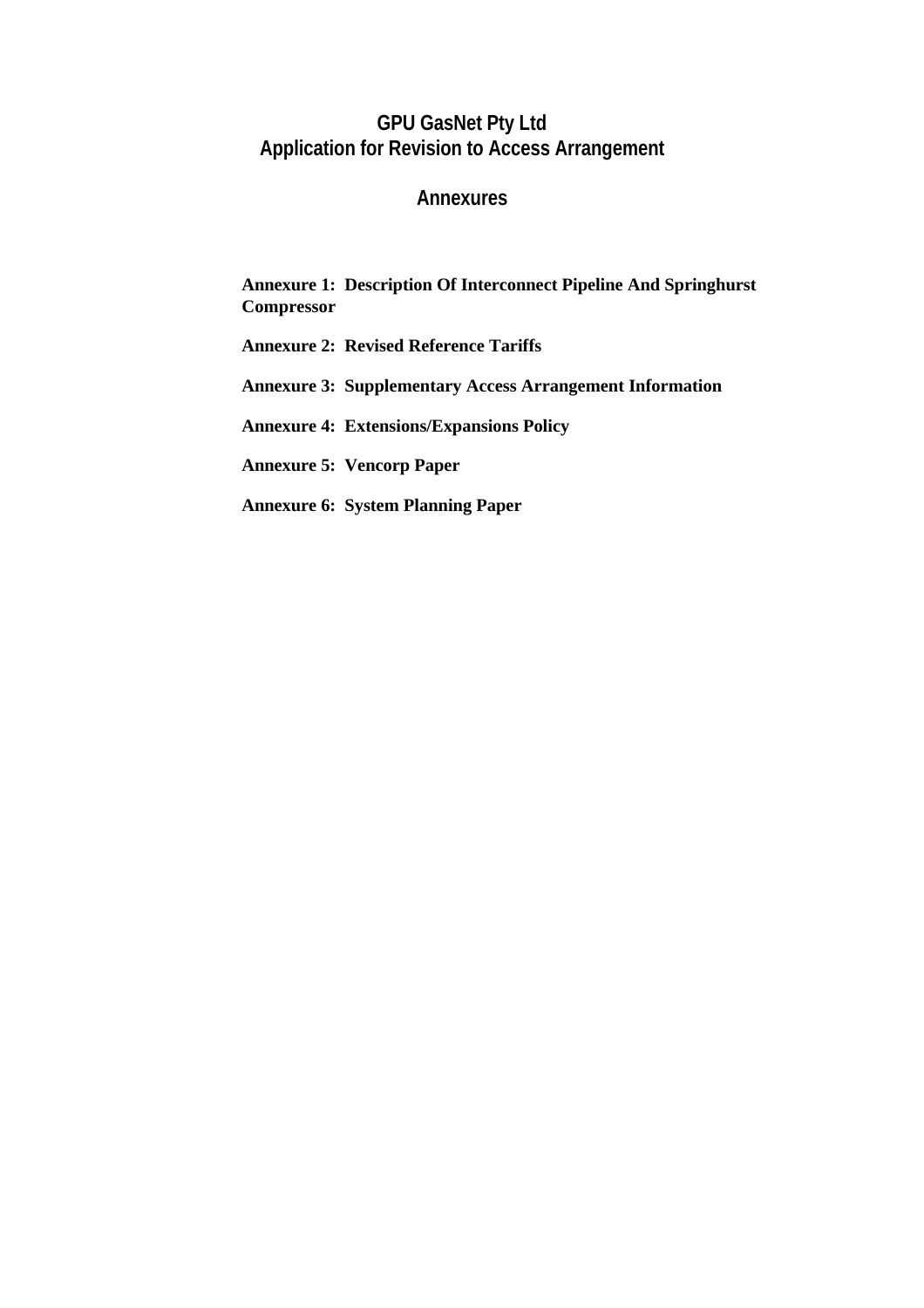# GPU GasNet Pty Ltd
# Application for Revision to Access Arrangement

## Annexures

**Annexure 1: Description Of Interconnect Pipeline And Springhurst Compressor**

**Annexure 2: Revised Reference Tariffs**

**Annexure 3: Supplementary Access Arrangement Information**

**Annexure 4: Extensions/Expansions Policy**

**Annexure 5: Vencorp Paper**

**Annexure 6: System Planning Paper**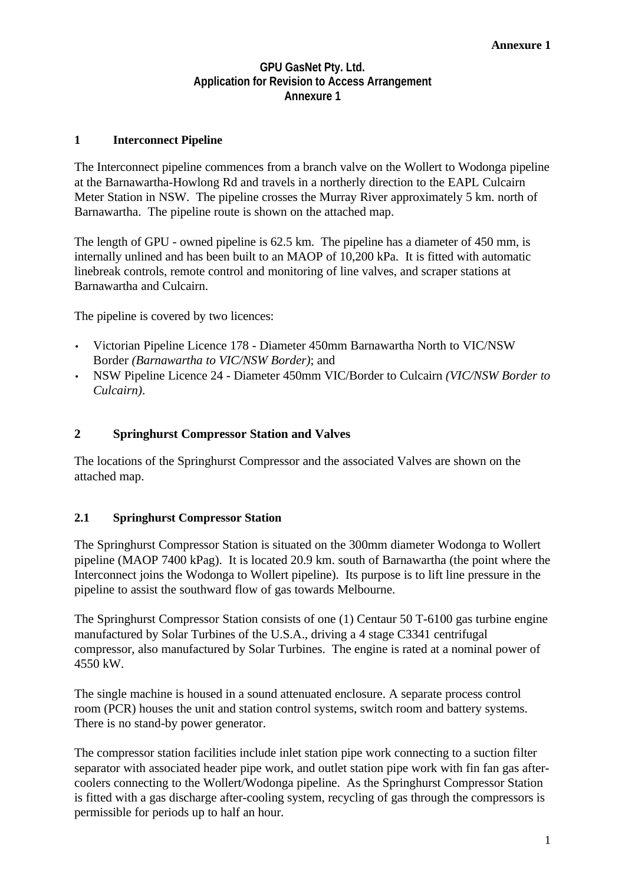**Annexure 1**

**GPU GasNet Pty. Ltd.**
**Application for Revision to Access Arrangement**
**Annexure 1**

## 1 Interconnect Pipeline

The Interconnect pipeline commences from a branch valve on the Wollert to Wodonga pipeline at the Barnawartha-Howlong Rd and travels in a northerly direction to the EAPL Culcairn Meter Station in NSW. The pipeline crosses the Murray River approximately 5 km. north of Barnawartha. The pipeline route is shown on the attached map.

The length of GPU - owned pipeline is 62.5 km. The pipeline has a diameter of 450 mm, is internally unlined and has been built to an MAOP of 10,200 kPa. It is fitted with automatic linebreak controls, remote control and monitoring of line valves, and scraper stations at Barnawartha and Culcairn.

The pipeline is covered by two licences:

- Victorian Pipeline Licence 178 - Diameter 450mm Barnawartha North to VIC/NSW Border *(Barnawartha to VIC/NSW Border)*; and
- NSW Pipeline Licence 24 - Diameter 450mm VIC/Border to Culcairn *(VIC/NSW Border to Culcairn)*.

## 2 Springhurst Compressor Station and Valves

The locations of the Springhurst Compressor and the associated Valves are shown on the attached map.

### 2.1 Springhurst Compressor Station

The Springhurst Compressor Station is situated on the 300mm diameter Wodonga to Wollert pipeline (MAOP 7400 kPag). It is located 20.9 km. south of Barnawartha (the point where the Interconnect joins the Wodonga to Wollert pipeline). Its purpose is to lift line pressure in the pipeline to assist the southward flow of gas towards Melbourne.

The Springhurst Compressor Station consists of one (1) Centaur 50 T-6100 gas turbine engine manufactured by Solar Turbines of the U.S.A., driving a 4 stage C3341 centrifugal compressor, also manufactured by Solar Turbines. The engine is rated at a nominal power of 4550 kW.

The single machine is housed in a sound attenuated enclosure. A separate process control room (PCR) houses the unit and station control systems, switch room and battery systems. There is no stand-by power generator.

The compressor station facilities include inlet station pipe work connecting to a suction filter separator with associated header pipe work, and outlet station pipe work with fin fan gas after-coolers connecting to the Wollert/Wodonga pipeline. As the Springhurst Compressor Station is fitted with a gas discharge after-cooling system, recycling of gas through the compressors is permissible for periods up to half an hour.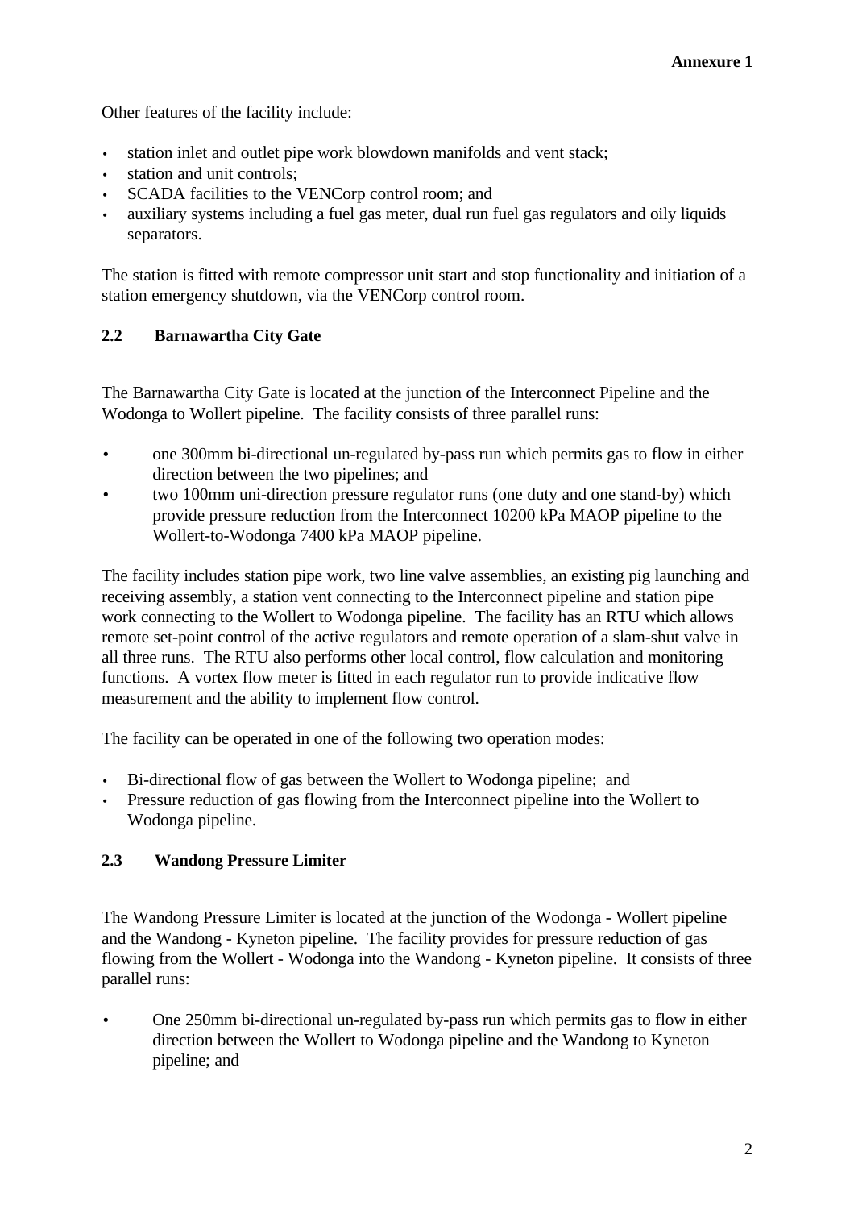Other features of the facility include:

- station inlet and outlet pipe work blowdown manifolds and vent stack;
- station and unit controls;
- SCADA facilities to the VENCorp control room; and
- auxiliary systems including a fuel gas meter, dual run fuel gas regulators and oily liquids separators.

The station is fitted with remote compressor unit start and stop functionality and initiation of a station emergency shutdown, via the VENCorp control room.

### 2.2 Barnawartha City Gate

The Barnawartha City Gate is located at the junction of the Interconnect Pipeline and the Wodonga to Wollert pipeline. The facility consists of three parallel runs:

- one 300mm bi-directional un-regulated by-pass run which permits gas to flow in either direction between the two pipelines; and
- two 100mm uni-direction pressure regulator runs (one duty and one stand-by) which provide pressure reduction from the Interconnect 10200 kPa MAOP pipeline to the Wollert-to-Wodonga 7400 kPa MAOP pipeline.

The facility includes station pipe work, two line valve assemblies, an existing pig launching and receiving assembly, a station vent connecting to the Interconnect pipeline and station pipe work connecting to the Wollert to Wodonga pipeline. The facility has an RTU which allows remote set-point control of the active regulators and remote operation of a slam-shut valve in all three runs. The RTU also performs other local control, flow calculation and monitoring functions. A vortex flow meter is fitted in each regulator run to provide indicative flow measurement and the ability to implement flow control.

The facility can be operated in one of the following two operation modes:

- Bi-directional flow of gas between the Wollert to Wodonga pipeline; and
- Pressure reduction of gas flowing from the Interconnect pipeline into the Wollert to Wodonga pipeline.

### 2.3 Wandong Pressure Limiter

The Wandong Pressure Limiter is located at the junction of the Wodonga - Wollert pipeline and the Wandong - Kyneton pipeline. The facility provides for pressure reduction of gas flowing from the Wollert - Wodonga into the Wandong - Kyneton pipeline. It consists of three parallel runs:

- One 250mm bi-directional un-regulated by-pass run which permits gas to flow in either direction between the Wollert to Wodonga pipeline and the Wandong to Kyneton pipeline; and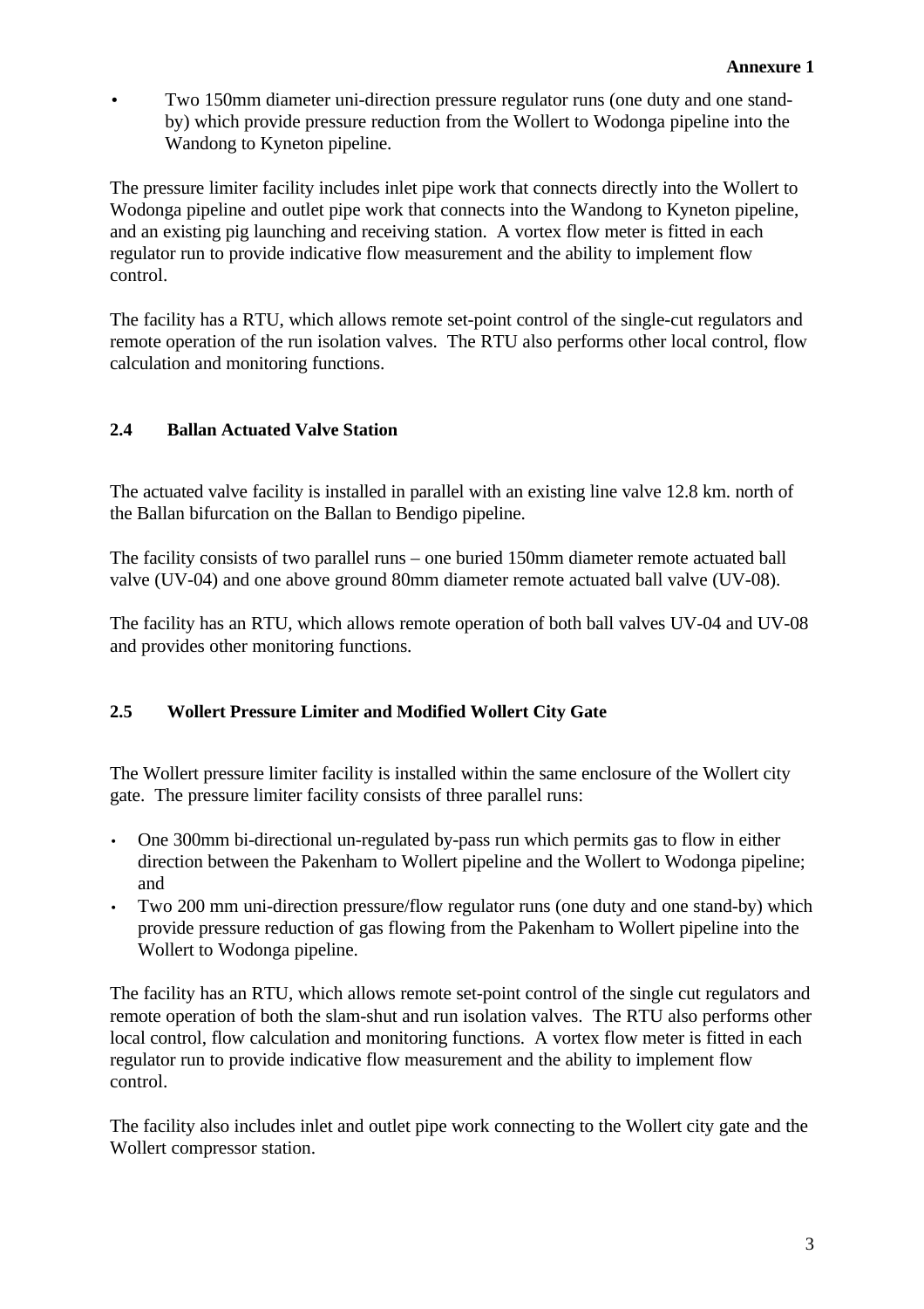- Two 150mm diameter uni-direction pressure regulator runs (one duty and one stand-by) which provide pressure reduction from the Wollert to Wodonga pipeline into the Wandong to Kyneton pipeline.

The pressure limiter facility includes inlet pipe work that connects directly into the Wollert to Wodonga pipeline and outlet pipe work that connects into the Wandong to Kyneton pipeline, and an existing pig launching and receiving station. A vortex flow meter is fitted in each regulator run to provide indicative flow measurement and the ability to implement flow control.

The facility has a RTU, which allows remote set-point control of the single-cut regulators and remote operation of the run isolation valves. The RTU also performs other local control, flow calculation and monitoring functions.

### 2.4 Ballan Actuated Valve Station

The actuated valve facility is installed in parallel with an existing line valve 12.8 km. north of the Ballan bifurcation on the Ballan to Bendigo pipeline.

The facility consists of two parallel runs – one buried 150mm diameter remote actuated ball valve (UV-04) and one above ground 80mm diameter remote actuated ball valve (UV-08).

The facility has an RTU, which allows remote operation of both ball valves UV-04 and UV-08 and provides other monitoring functions.

### 2.5 Wollert Pressure Limiter and Modified Wollert City Gate

The Wollert pressure limiter facility is installed within the same enclosure of the Wollert city gate. The pressure limiter facility consists of three parallel runs:

- One 300mm bi-directional un-regulated by-pass run which permits gas to flow in either direction between the Pakenham to Wollert pipeline and the Wollert to Wodonga pipeline; and
- Two 200 mm uni-direction pressure/flow regulator runs (one duty and one stand-by) which provide pressure reduction of gas flowing from the Pakenham to Wollert pipeline into the Wollert to Wodonga pipeline.

The facility has an RTU, which allows remote set-point control of the single cut regulators and remote operation of both the slam-shut and run isolation valves. The RTU also performs other local control, flow calculation and monitoring functions. A vortex flow meter is fitted in each regulator run to provide indicative flow measurement and the ability to implement flow control.

The facility also includes inlet and outlet pipe work connecting to the Wollert city gate and the Wollert compressor station.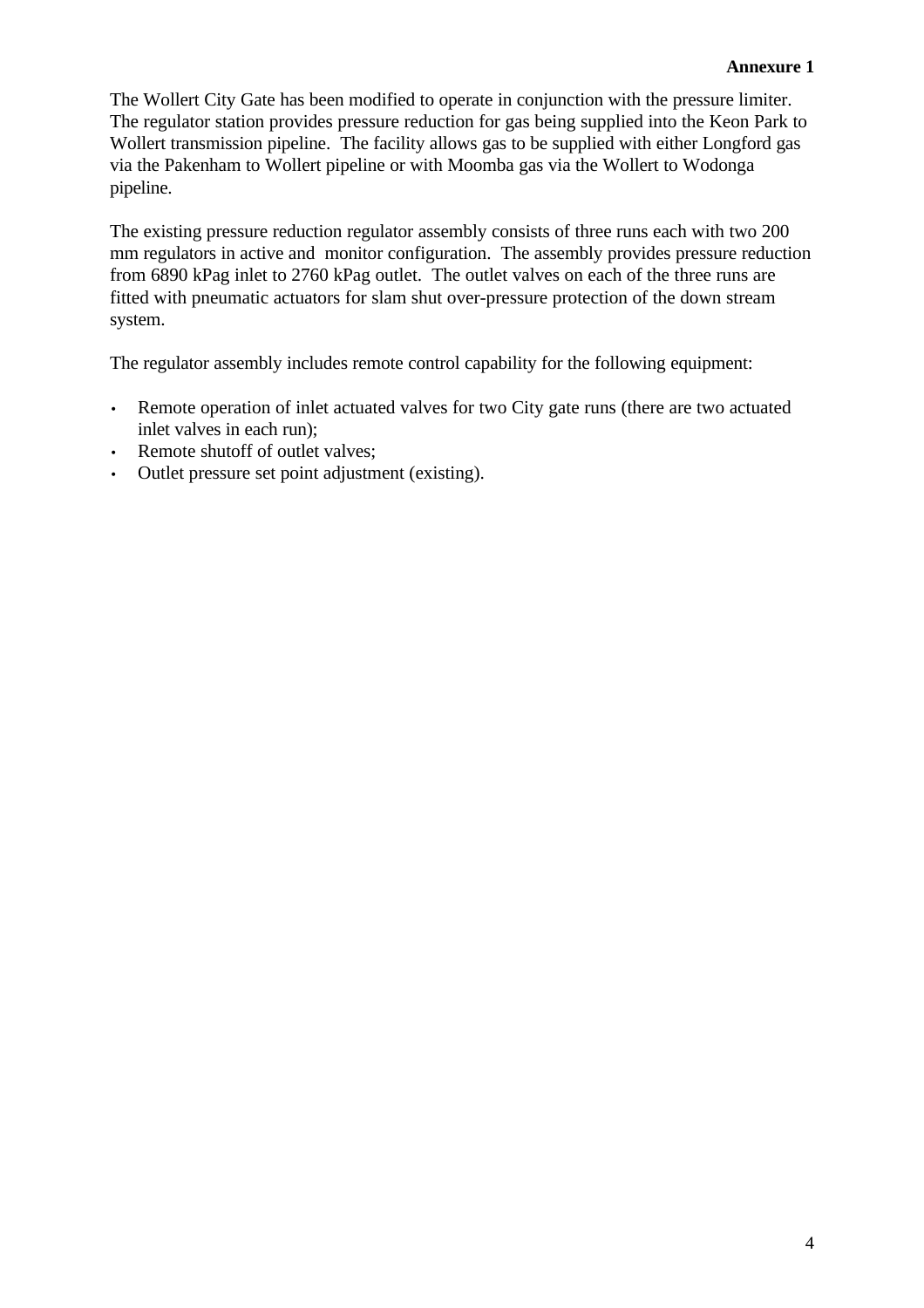**Annexure 1**

The Wollert City Gate has been modified to operate in conjunction with the pressure limiter. The regulator station provides pressure reduction for gas being supplied into the Keon Park to Wollert transmission pipeline. The facility allows gas to be supplied with either Longford gas via the Pakenham to Wollert pipeline or with Moomba gas via the Wollert to Wodonga pipeline.

The existing pressure reduction regulator assembly consists of three runs each with two 200 mm regulators in active and monitor configuration. The assembly provides pressure reduction from 6890 kPag inlet to 2760 kPag outlet. The outlet valves on each of the three runs are fitted with pneumatic actuators for slam shut over-pressure protection of the down stream system.

The regulator assembly includes remote control capability for the following equipment:

- Remote operation of inlet actuated valves for two City gate runs (there are two actuated inlet valves in each run);
- Remote shutoff of outlet valves;
- Outlet pressure set point adjustment (existing).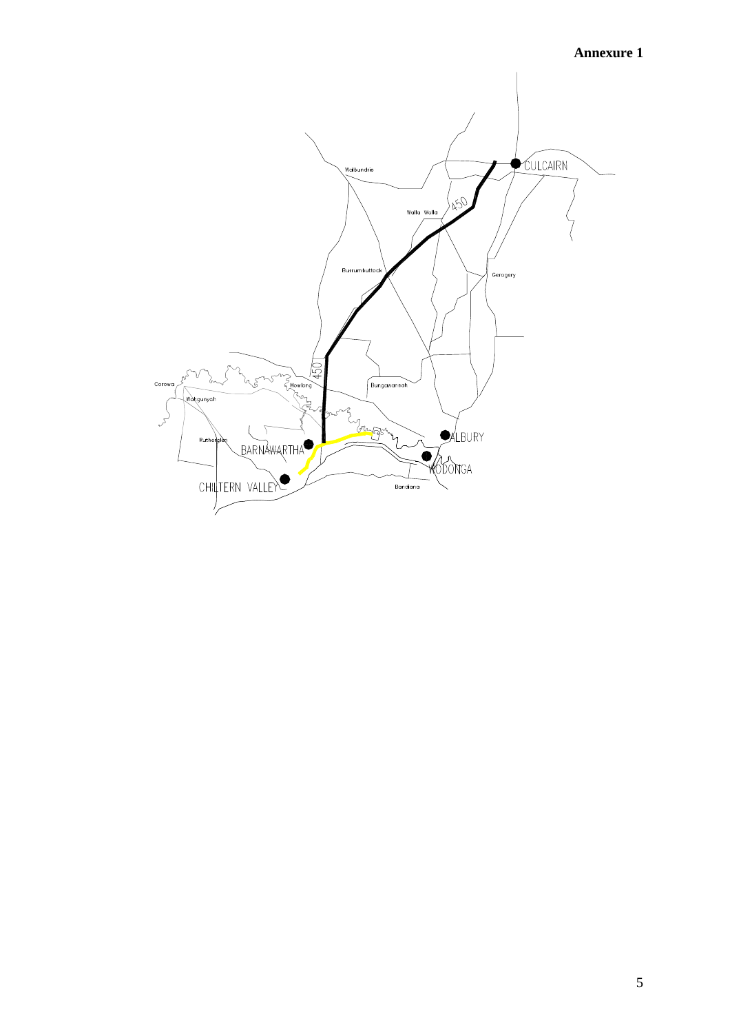**Annexure 1**

CULCAIRN

Walbundrie

Walla Walla

450

Burrumbuttock

Gerogery

450

Corowa

Howlong

Bungowannah

Wahgunyah

Rutherglen

BARNAWARTHA

ALBURY

WODONGA

CHILTERN VALLEY

Bandiana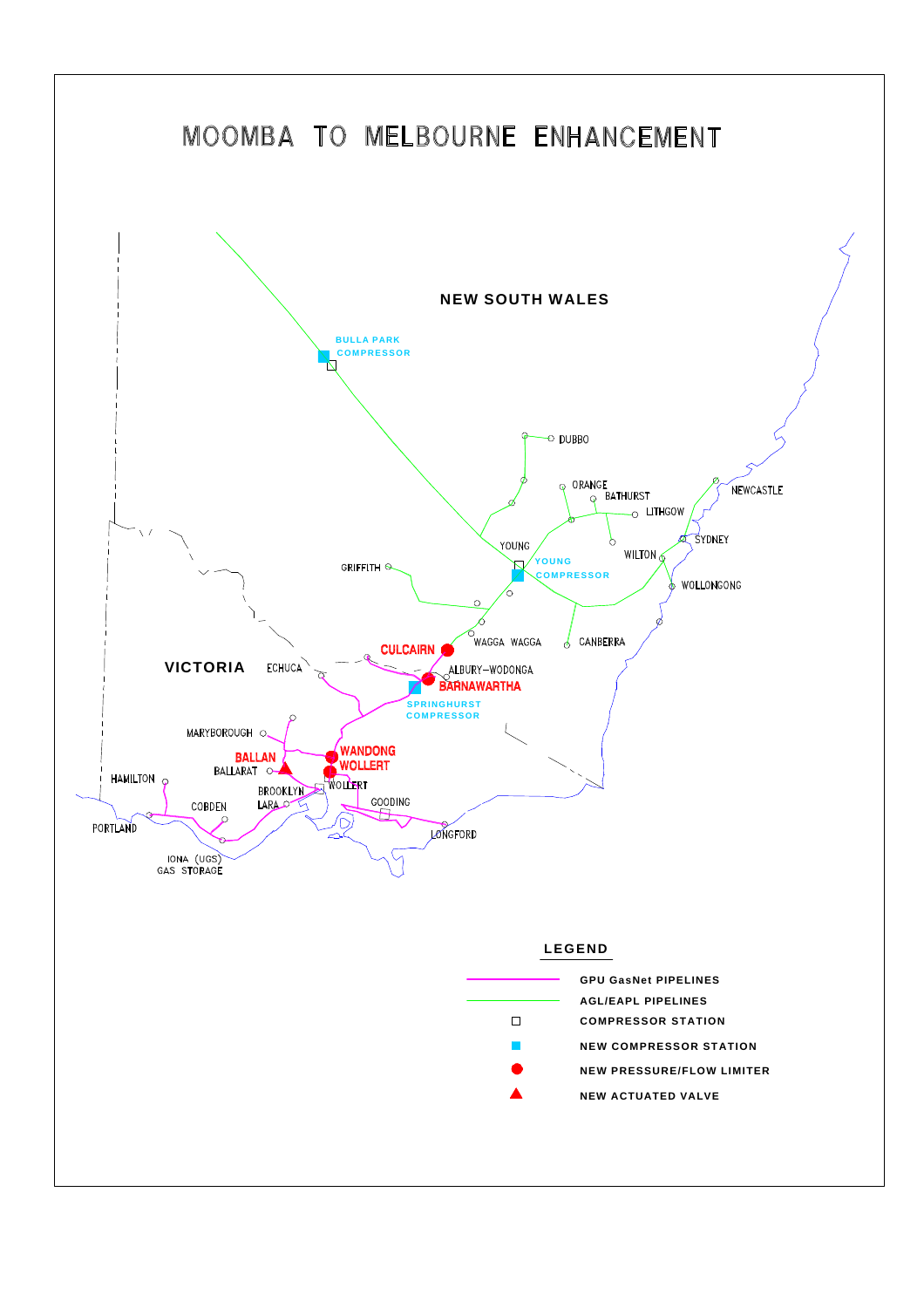# MOOMBA TO MELBOURNE ENHANCEMENT

NEW SOUTH WALES

BULLA PARK COMPRESSOR

DUBBO

ORANGE

BATHURST

LITHGOW

NEWCASTLE

SYDNEY

WILTON

WOLLONGONG

YOUNG

YOUNG COMPRESSOR

GRIFFITH

CANBERRA

WAGGA WAGGA

CULCAIRN

ALBURY–WODONGA

BARNAWARTHA

SPRINGHURST COMPRESSOR

VICTORIA

ECHUCA

MARYBOROUGH

BALLAN

WANDONG

WOLLERT

BALLARAT

HAMILTON

BROOKLYN

WOLLERT

LARA

GOODING

COBDEN

PORTLAND

LONGFORD

IONA (UGS) GAS STORAGE

## LEGEND

- GPU GasNet PIPELINES
- AGL/EAPL PIPELINES
- COMPRESSOR STATION
- NEW COMPRESSOR STATION
- NEW PRESSURE/FLOW LIMITER
- NEW ACTUATED VALVE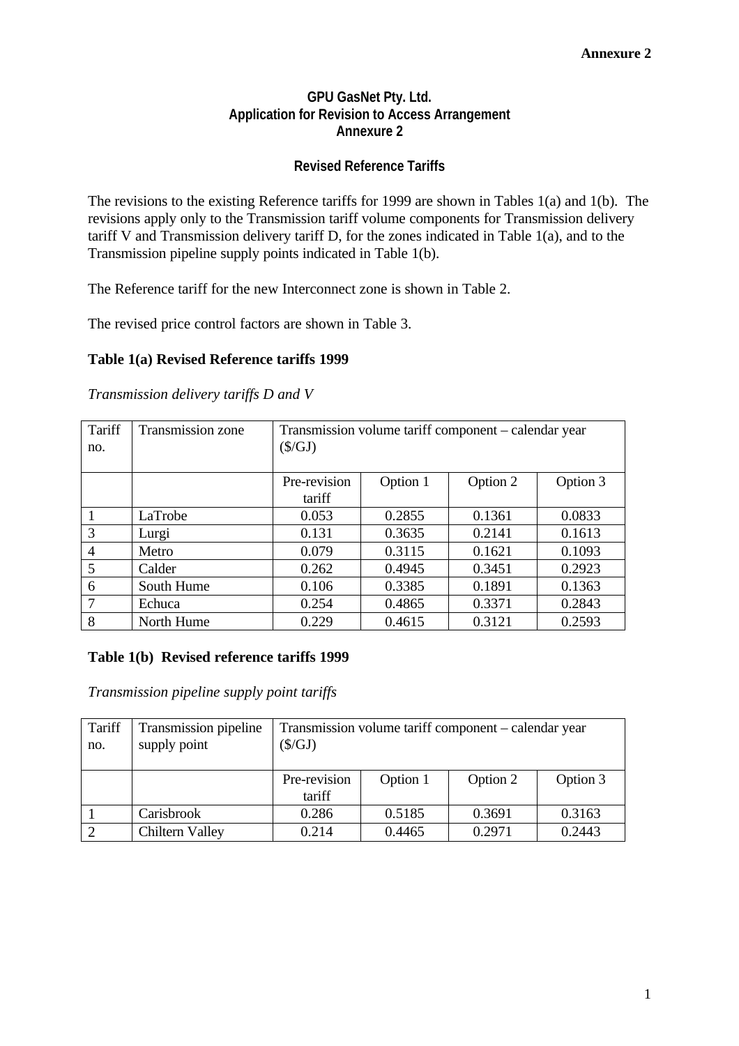**Annexure 2**

# GPU GasNet Pty. Ltd.
## Application for Revision to Access Arrangement
## Annexure 2

### Revised Reference Tariffs

The revisions to the existing Reference tariffs for 1999 are shown in Tables 1(a) and 1(b). The revisions apply only to the Transmission tariff volume components for Transmission delivery tariff V and Transmission delivery tariff D, for the zones indicated in Table 1(a), and to the Transmission pipeline supply points indicated in Table 1(b).

The Reference tariff for the new Interconnect zone is shown in Table 2.

The revised price control factors are shown in Table 3.

**Table 1(a) Revised Reference tariffs 1999**

*Transmission delivery tariffs D and V*

| Tariff no. | Transmission zone | Transmission volume tariff component – calendar year ($/GJ) | | | |
|---|---|---|---|---|---|
| | | Pre-revision tariff | Option 1 | Option 2 | Option 3 |
| 1 | LaTrobe | 0.053 | 0.2855 | 0.1361 | 0.0833 |
| 3 | Lurgi | 0.131 | 0.3635 | 0.2141 | 0.1613 |
| 4 | Metro | 0.079 | 0.3115 | 0.1621 | 0.1093 |
| 5 | Calder | 0.262 | 0.4945 | 0.3451 | 0.2923 |
| 6 | South Hume | 0.106 | 0.3385 | 0.1891 | 0.1363 |
| 7 | Echuca | 0.254 | 0.4865 | 0.3371 | 0.2843 |
| 8 | North Hume | 0.229 | 0.4615 | 0.3121 | 0.2593 |

**Table 1(b) Revised reference tariffs 1999**

*Transmission pipeline supply point tariffs*

| Tariff no. | Transmission pipeline supply point | Transmission volume tariff component – calendar year ($/GJ) | | | |
|---|---|---|---|---|---|
| | | Pre-revision tariff | Option 1 | Option 2 | Option 3 |
| 1 | Carisbrook | 0.286 | 0.5185 | 0.3691 | 0.3163 |
| 2 | Chiltern Valley | 0.214 | 0.4465 | 0.2971 | 0.2443 |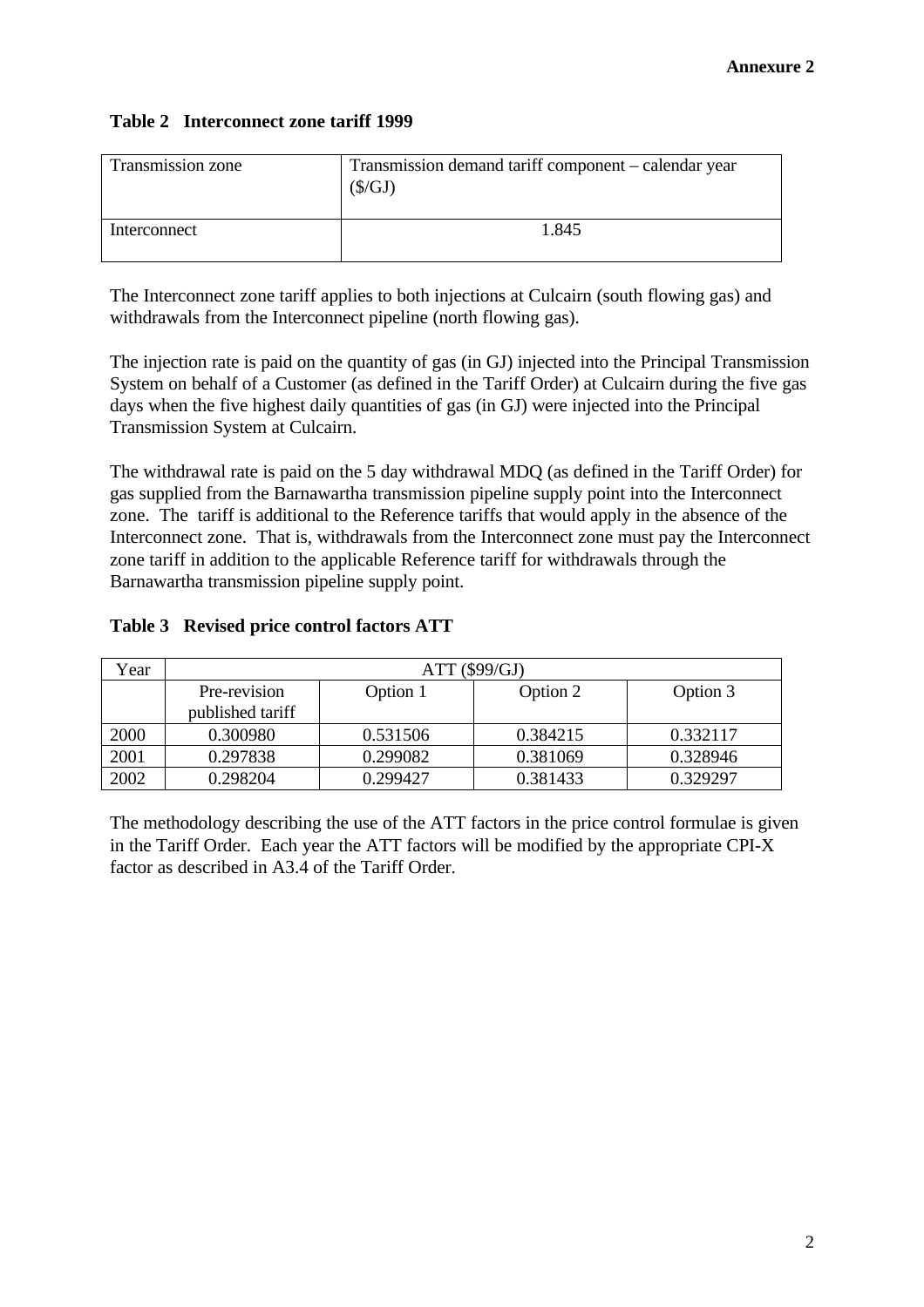**Annexure 2**

**Table 2 Interconnect zone tariff 1999**

| Transmission zone | Transmission demand tariff component – calendar year ($/GJ) |
|---|---|
| Interconnect | 1.845 |

The Interconnect zone tariff applies to both injections at Culcairn (south flowing gas) and withdrawals from the Interconnect pipeline (north flowing gas).

The injection rate is paid on the quantity of gas (in GJ) injected into the Principal Transmission System on behalf of a Customer (as defined in the Tariff Order) at Culcairn during the five gas days when the five highest daily quantities of gas (in GJ) were injected into the Principal Transmission System at Culcairn.

The withdrawal rate is paid on the 5 day withdrawal MDQ (as defined in the Tariff Order) for gas supplied from the Barnawartha transmission pipeline supply point into the Interconnect zone. The tariff is additional to the Reference tariffs that would apply in the absence of the Interconnect zone. That is, withdrawals from the Interconnect zone must pay the Interconnect zone tariff in addition to the applicable Reference tariff for withdrawals through the Barnawartha transmission pipeline supply point.

**Table 3 Revised price control factors ATT**

| Year | ATT ($99/GJ) | | | |
|---|---|---|---|---|
| | Pre-revision published tariff | Option 1 | Option 2 | Option 3 |
| 2000 | 0.300980 | 0.531506 | 0.384215 | 0.332117 |
| 2001 | 0.297838 | 0.299082 | 0.381069 | 0.328946 |
| 2002 | 0.298204 | 0.299427 | 0.381433 | 0.329297 |

The methodology describing the use of the ATT factors in the price control formulae is given in the Tariff Order. Each year the ATT factors will be modified by the appropriate CPI-X factor as described in A3.4 of the Tariff Order.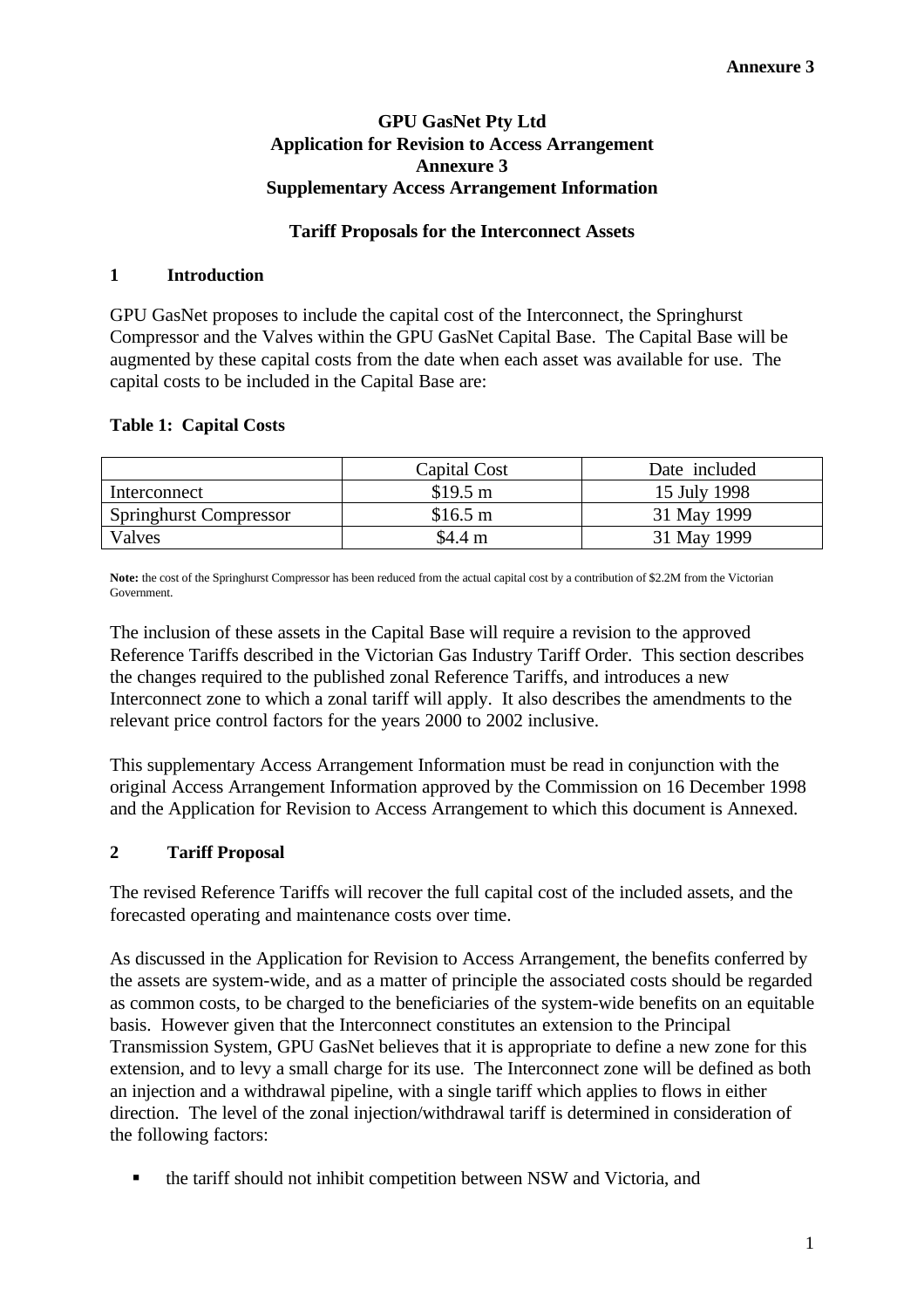**Annexure 3**

# GPU GasNet Pty Ltd
# Application for Revision to Access Arrangement
# Annexure 3
# Supplementary Access Arrangement Information

## Tariff Proposals for the Interconnect Assets

## 1 Introduction

GPU GasNet proposes to include the capital cost of the Interconnect, the Springhurst Compressor and the Valves within the GPU GasNet Capital Base. The Capital Base will be augmented by these capital costs from the date when each asset was available for use. The capital costs to be included in the Capital Base are:

**Table 1: Capital Costs**

| | Capital Cost | Date included |
|---|---|---|
| Interconnect | $19.5 m | 15 July 1998 |
| Springhurst Compressor | $16.5 m | 31 May 1999 |
| Valves | $4.4 m | 31 May 1999 |

**Note:** the cost of the Springhurst Compressor has been reduced from the actual capital cost by a contribution of $2.2M from the Victorian Government.

The inclusion of these assets in the Capital Base will require a revision to the approved Reference Tariffs described in the Victorian Gas Industry Tariff Order. This section describes the changes required to the published zonal Reference Tariffs, and introduces a new Interconnect zone to which a zonal tariff will apply. It also describes the amendments to the relevant price control factors for the years 2000 to 2002 inclusive.

This supplementary Access Arrangement Information must be read in conjunction with the original Access Arrangement Information approved by the Commission on 16 December 1998 and the Application for Revision to Access Arrangement to which this document is Annexed.

## 2 Tariff Proposal

The revised Reference Tariffs will recover the full capital cost of the included assets, and the forecasted operating and maintenance costs over time.

As discussed in the Application for Revision to Access Arrangement, the benefits conferred by the assets are system-wide, and as a matter of principle the associated costs should be regarded as common costs, to be charged to the beneficiaries of the system-wide benefits on an equitable basis. However given that the Interconnect constitutes an extension to the Principal Transmission System, GPU GasNet believes that it is appropriate to define a new zone for this extension, and to levy a small charge for its use. The Interconnect zone will be defined as both an injection and a withdrawal pipeline, with a single tariff which applies to flows in either direction. The level of the zonal injection/withdrawal tariff is determined in consideration of the following factors:

- the tariff should not inhibit competition between NSW and Victoria, and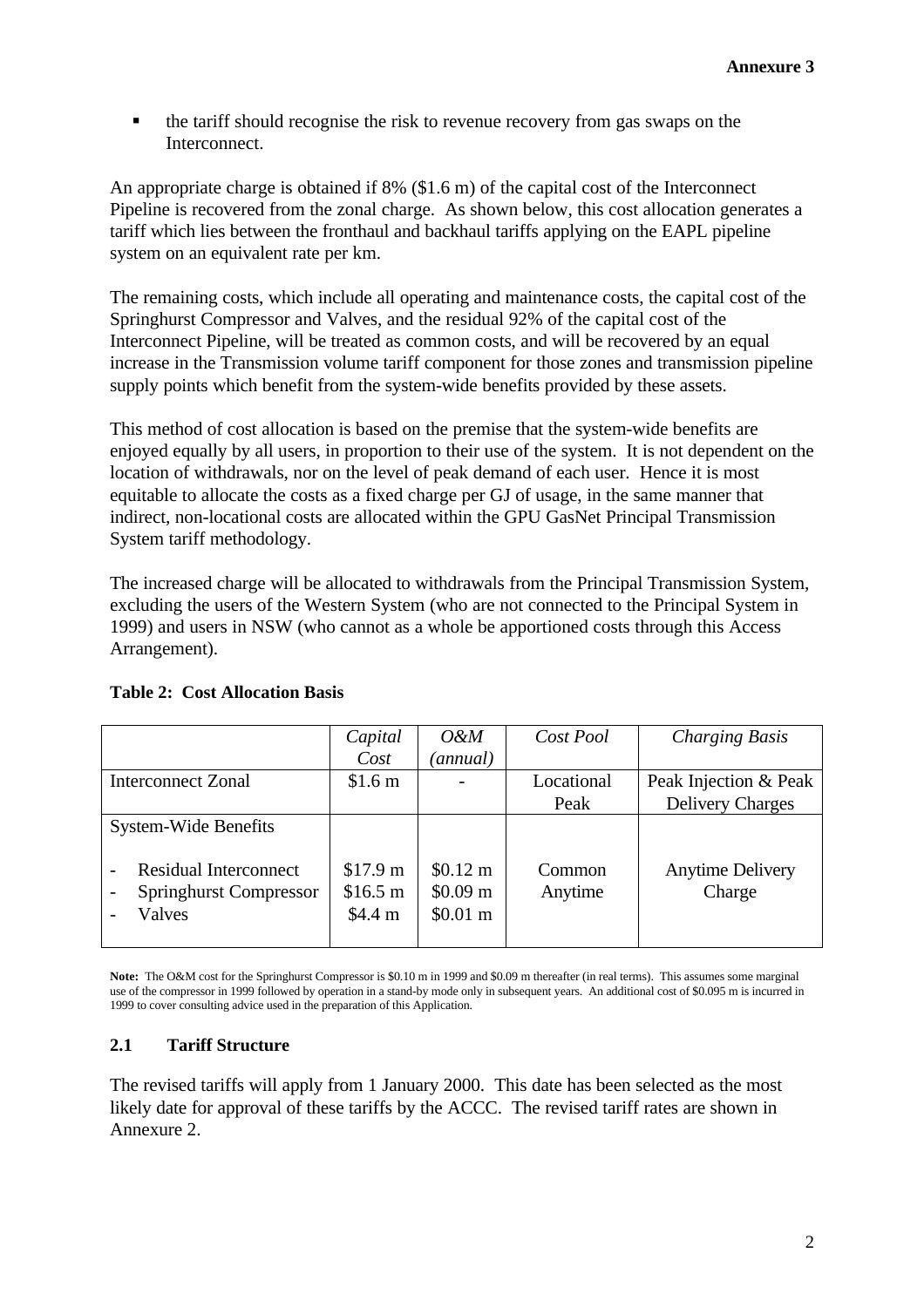- the tariff should recognise the risk to revenue recovery from gas swaps on the Interconnect.

An appropriate charge is obtained if 8% ($1.6 m) of the capital cost of the Interconnect Pipeline is recovered from the zonal charge. As shown below, this cost allocation generates a tariff which lies between the fronthaul and backhaul tariffs applying on the EAPL pipeline system on an equivalent rate per km.

The remaining costs, which include all operating and maintenance costs, the capital cost of the Springhurst Compressor and Valves, and the residual 92% of the capital cost of the Interconnect Pipeline, will be treated as common costs, and will be recovered by an equal increase in the Transmission volume tariff component for those zones and transmission pipeline supply points which benefit from the system-wide benefits provided by these assets.

This method of cost allocation is based on the premise that the system-wide benefits are enjoyed equally by all users, in proportion to their use of the system. It is not dependent on the location of withdrawals, nor on the level of peak demand of each user. Hence it is most equitable to allocate the costs as a fixed charge per GJ of usage, in the same manner that indirect, non-locational costs are allocated within the GPU GasNet Principal Transmission System tariff methodology.

The increased charge will be allocated to withdrawals from the Principal Transmission System, excluding the users of the Western System (who are not connected to the Principal System in 1999) and users in NSW (who cannot as a whole be apportioned costs through this Access Arrangement).

**Table 2: Cost Allocation Basis**

| | *Capital Cost* | *O&M (annual)* | *Cost Pool* | *Charging Basis* |
|---|---|---|---|---|
| Interconnect Zonal | $1.6 m | - | Locational Peak | Peak Injection & Peak Delivery Charges |
| System-Wide Benefits | | | | |
| - Residual Interconnect | $17.9 m | $0.12 m | Common Anytime | Anytime Delivery Charge |
| - Springhurst Compressor | $16.5 m | $0.09 m | | |
| - Valves | $4.4 m | $0.01 m | | |

**Note:** The O&M cost for the Springhurst Compressor is $0.10 m in 1999 and $0.09 m thereafter (in real terms). This assumes some marginal use of the compressor in 1999 followed by operation in a stand-by mode only in subsequent years. An additional cost of $0.095 m is incurred in 1999 to cover consulting advice used in the preparation of this Application.

## 2.1 Tariff Structure

The revised tariffs will apply from 1 January 2000. This date has been selected as the most likely date for approval of these tariffs by the ACCC. The revised tariff rates are shown in Annexure 2.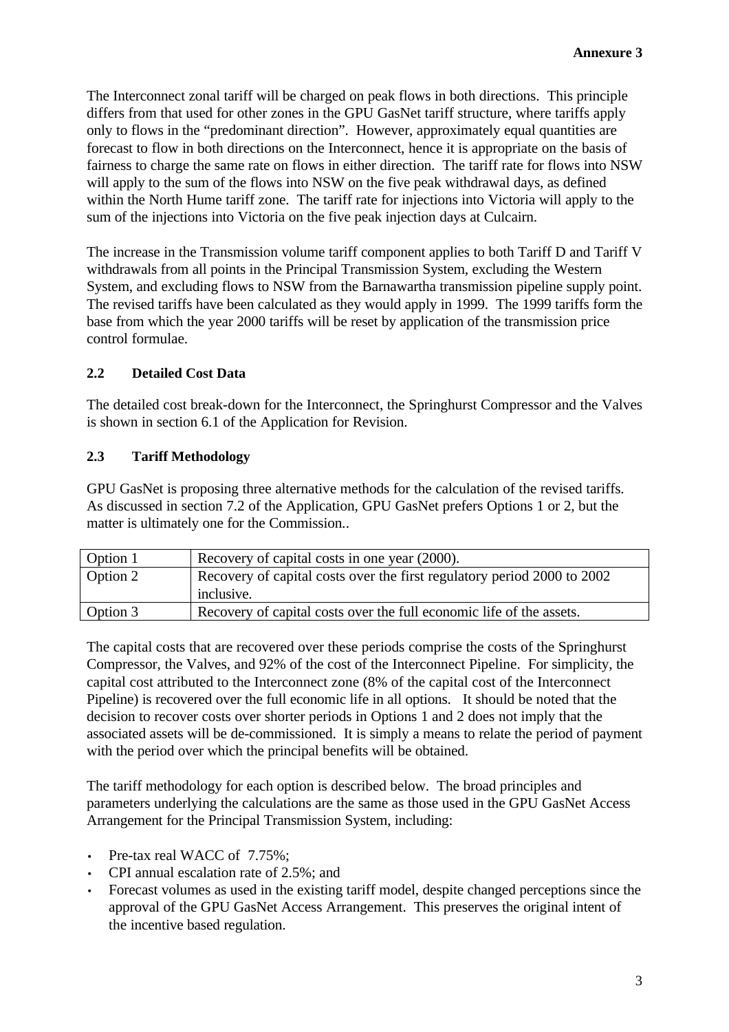The Interconnect zonal tariff will be charged on peak flows in both directions. This principle differs from that used for other zones in the GPU GasNet tariff structure, where tariffs apply only to flows in the "predominant direction". However, approximately equal quantities are forecast to flow in both directions on the Interconnect, hence it is appropriate on the basis of fairness to charge the same rate on flows in either direction. The tariff rate for flows into NSW will apply to the sum of the flows into NSW on the five peak withdrawal days, as defined within the North Hume tariff zone. The tariff rate for injections into Victoria will apply to the sum of the injections into Victoria on the five peak injection days at Culcairn.

The increase in the Transmission volume tariff component applies to both Tariff D and Tariff V withdrawals from all points in the Principal Transmission System, excluding the Western System, and excluding flows to NSW from the Barnawartha transmission pipeline supply point. The revised tariffs have been calculated as they would apply in 1999. The 1999 tariffs form the base from which the year 2000 tariffs will be reset by application of the transmission price control formulae.

### 2.2 Detailed Cost Data

The detailed cost break-down for the Interconnect, the Springhurst Compressor and the Valves is shown in section 6.1 of the Application for Revision.

### 2.3 Tariff Methodology

GPU GasNet is proposing three alternative methods for the calculation of the revised tariffs. As discussed in section 7.2 of the Application, GPU GasNet prefers Options 1 or 2, but the matter is ultimately one for the Commission..

| Option 1 | Recovery of capital costs in one year (2000). |
|---|---|
| Option 2 | Recovery of capital costs over the first regulatory period 2000 to 2002 inclusive. |
| Option 3 | Recovery of capital costs over the full economic life of the assets. |

The capital costs that are recovered over these periods comprise the costs of the Springhurst Compressor, the Valves, and 92% of the cost of the Interconnect Pipeline. For simplicity, the capital cost attributed to the Interconnect zone (8% of the capital cost of the Interconnect Pipeline) is recovered over the full economic life in all options. It should be noted that the decision to recover costs over shorter periods in Options 1 and 2 does not imply that the associated assets will be de-commissioned. It is simply a means to relate the period of payment with the period over which the principal benefits will be obtained.

The tariff methodology for each option is described below. The broad principles and parameters underlying the calculations are the same as those used in the GPU GasNet Access Arrangement for the Principal Transmission System, including:

- Pre-tax real WACC of 7.75%;
- CPI annual escalation rate of 2.5%; and
- Forecast volumes as used in the existing tariff model, despite changed perceptions since the approval of the GPU GasNet Access Arrangement. This preserves the original intent of the incentive based regulation.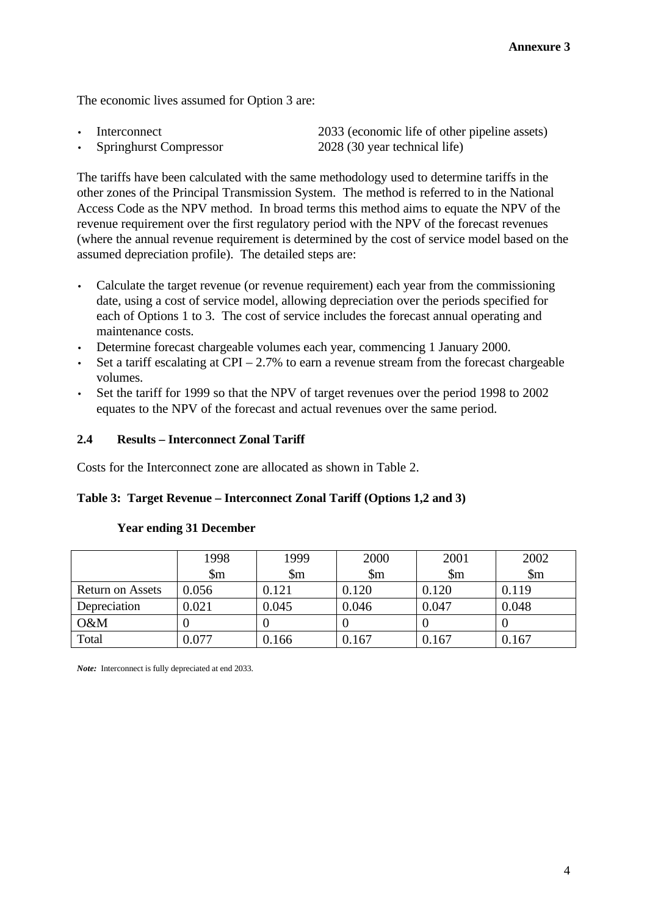The economic lives assumed for Option 3 are:

- Interconnect 2033 (economic life of other pipeline assets)
- Springhurst Compressor 2028 (30 year technical life)

The tariffs have been calculated with the same methodology used to determine tariffs in the other zones of the Principal Transmission System. The method is referred to in the National Access Code as the NPV method. In broad terms this method aims to equate the NPV of the revenue requirement over the first regulatory period with the NPV of the forecast revenues (where the annual revenue requirement is determined by the cost of service model based on the assumed depreciation profile). The detailed steps are:

- Calculate the target revenue (or revenue requirement) each year from the commissioning date, using a cost of service model, allowing depreciation over the periods specified for each of Options 1 to 3. The cost of service includes the forecast annual operating and maintenance costs.
- Determine forecast chargeable volumes each year, commencing 1 January 2000.
- Set a tariff escalating at CPI – 2.7% to earn a revenue stream from the forecast chargeable volumes.
- Set the tariff for 1999 so that the NPV of target revenues over the period 1998 to 2002 equates to the NPV of the forecast and actual revenues over the same period.

### 2.4 Results – Interconnect Zonal Tariff

Costs for the Interconnect zone are allocated as shown in Table 2.

**Table 3: Target Revenue – Interconnect Zonal Tariff (Options 1,2 and 3)**

**Year ending 31 December**

| | 1998 $m | 1999 $m | 2000 $m | 2001 $m | 2002 $m |
|---|---|---|---|---|---|
| Return on Assets | 0.056 | 0.121 | 0.120 | 0.120 | 0.119 |
| Depreciation | 0.021 | 0.045 | 0.046 | 0.047 | 0.048 |
| O&M | 0 | 0 | 0 | 0 | 0 |
| Total | 0.077 | 0.166 | 0.167 | 0.167 | 0.167 |

*Note:* Interconnect is fully depreciated at end 2033.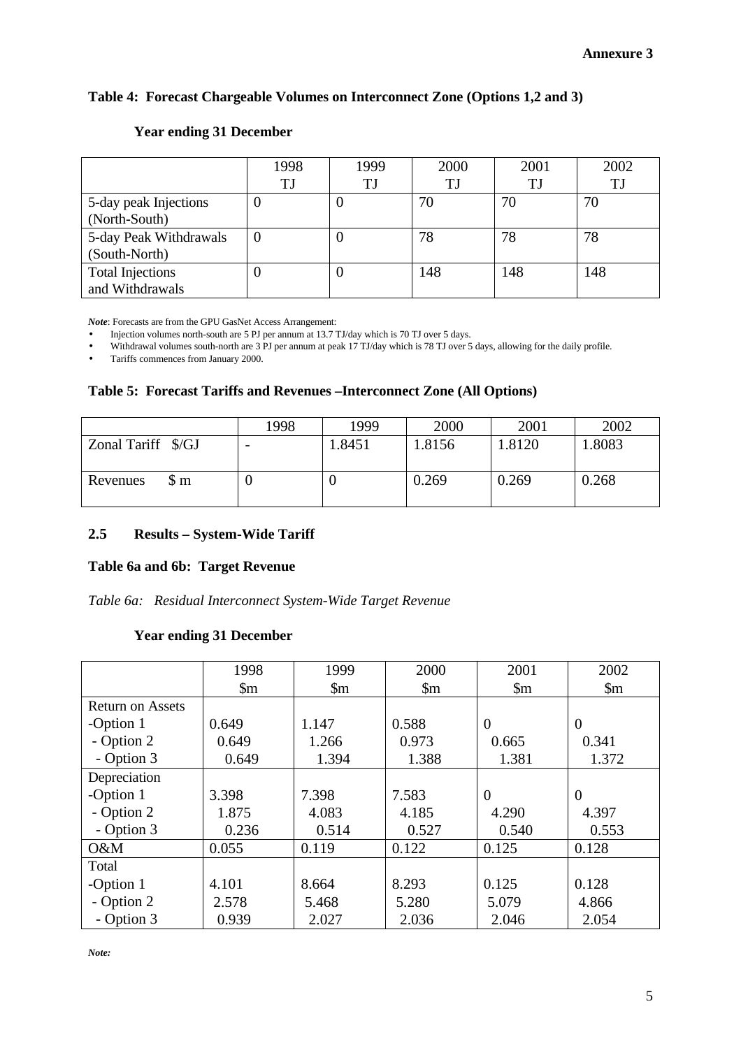**Annexure 3**

**Table 4: Forecast Chargeable Volumes on Interconnect Zone (Options 1,2 and 3)**

**Year ending 31 December**

| | 1998 TJ | 1999 TJ | 2000 TJ | 2001 TJ | 2002 TJ |
|---|---|---|---|---|---|
| 5-day peak Injections (North-South) | 0 | 0 | 70 | 70 | 70 |
| 5-day Peak Withdrawals (South-North) | 0 | 0 | 78 | 78 | 78 |
| Total Injections and Withdrawals | 0 | 0 | 148 | 148 | 148 |

***Note***: Forecasts are from the GPU GasNet Access Arrangement:

- Injection volumes north-south are 5 PJ per annum at 13.7 TJ/day which is 70 TJ over 5 days.
- Withdrawal volumes south-north are 3 PJ per annum at peak 17 TJ/day which is 78 TJ over 5 days, allowing for the daily profile.
- Tariffs commences from January 2000.

**Table 5: Forecast Tariffs and Revenues –Interconnect Zone (All Options)**

| | 1998 | 1999 | 2000 | 2001 | 2002 |
|---|---|---|---|---|---|
| Zonal Tariff $/GJ | - | 1.8451 | 1.8156 | 1.8120 | 1.8083 |
| Revenues $ m | 0 | 0 | 0.269 | 0.269 | 0.268 |

## 2.5 Results – System-Wide Tariff

**Table 6a and 6b: Target Revenue**

*Table 6a: Residual Interconnect System-Wide Target Revenue*

**Year ending 31 December**

| | 1998 $m | 1999 $m | 2000 $m | 2001 $m | 2002 $m |
|---|---|---|---|---|---|
| Return on Assets | | | | | |
| -Option 1 | 0.649 | 1.147 | 0.588 | 0 | 0 |
| - Option 2 | 0.649 | 1.266 | 0.973 | 0.665 | 0.341 |
| - Option 3 | 0.649 | 1.394 | 1.388 | 1.381 | 1.372 |
| Depreciation | | | | | |
| -Option 1 | 3.398 | 7.398 | 7.583 | 0 | 0 |
| - Option 2 | 1.875 | 4.083 | 4.185 | 4.290 | 4.397 |
| - Option 3 | 0.236 | 0.514 | 0.527 | 0.540 | 0.553 |
| O&M | 0.055 | 0.119 | 0.122 | 0.125 | 0.128 |
| Total | | | | | |
| -Option 1 | 4.101 | 8.664 | 8.293 | 0.125 | 0.128 |
| - Option 2 | 2.578 | 5.468 | 5.280 | 5.079 | 4.866 |
| - Option 3 | 0.939 | 2.027 | 2.036 | 2.046 | 2.054 |

***Note:***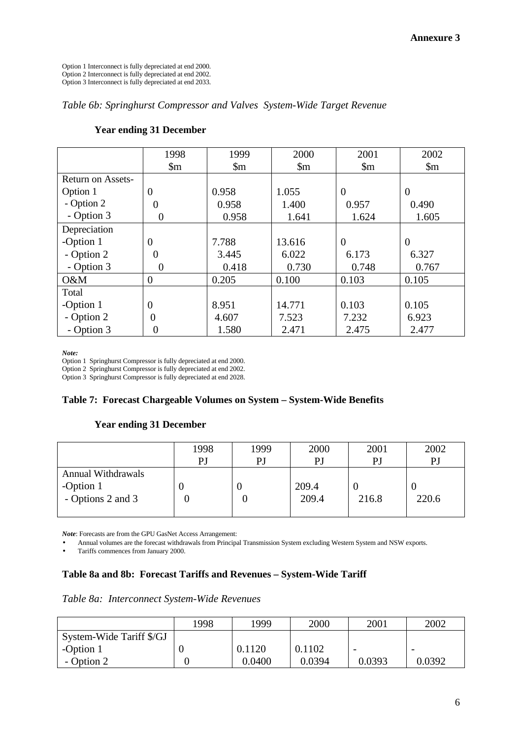**Annexure 3**

Option 1 Interconnect is fully depreciated at end 2000.
Option 2 Interconnect is fully depreciated at end 2002.
Option 3 Interconnect is fully depreciated at end 2033.

*Table 6b: Springhurst Compressor and Valves System-Wide Target Revenue*

**Year ending 31 December**

| | 1998<br>$m | 1999<br>$m | 2000<br>$m | 2001<br>$m | 2002<br>$m |
|---|---|---|---|---|---|
| Return on Assets- | | | | | |
| Option 1 | 0 | 0.958 | 1.055 | 0 | 0 |
| - Option 2 | 0 | 0.958 | 1.400 | 0.957 | 0.490 |
| - Option 3 | 0 | 0.958 | 1.641 | 1.624 | 1.605 |
| Depreciation | | | | | |
| -Option 1 | 0 | 7.788 | 13.616 | 0 | 0 |
| - Option 2 | 0 | 3.445 | 6.022 | 6.173 | 6.327 |
| - Option 3 | 0 | 0.418 | 0.730 | 0.748 | 0.767 |
| O&M | 0 | 0.205 | 0.100 | 0.103 | 0.105 |
| Total | | | | | |
| -Option 1 | 0 | 8.951 | 14.771 | 0.103 | 0.105 |
| - Option 2 | 0 | 4.607 | 7.523 | 7.232 | 6.923 |
| - Option 3 | 0 | 1.580 | 2.471 | 2.475 | 2.477 |

***Note:***

Option 1 Springhurst Compressor is fully depreciated at end 2000.
Option 2 Springhurst Compressor is fully depreciated at end 2002.
Option 3 Springhurst Compressor is fully depreciated at end 2028.

### Table 7: Forecast Chargeable Volumes on System – System-Wide Benefits

**Year ending 31 December**

| | 1998<br>PJ | 1999<br>PJ | 2000<br>PJ | 2001<br>PJ | 2002<br>PJ |
|---|---|---|---|---|---|
| Annual Withdrawals | | | | | |
| -Option 1 | 0 | 0 | 209.4 | 0 | 0 |
| - Options 2 and 3 | 0 | 0 | 209.4 | 216.8 | 220.6 |

***Note***: Forecasts are from the GPU GasNet Access Arrangement:

- Annual volumes are the forecast withdrawals from Principal Transmission System excluding Western System and NSW exports.
- Tariffs commences from January 2000.

### Table 8a and 8b: Forecast Tariffs and Revenues – System-Wide Tariff

*Table 8a: Interconnect System-Wide Revenues*

| | 1998 | 1999 | 2000 | 2001 | 2002 |
|---|---|---|---|---|---|
| System-Wide Tariff $/GJ | | | | | |
| -Option 1 | 0 | 0.1120 | 0.1102 | - | - |
| - Option 2 | 0 | 0.0400 | 0.0394 | 0.0393 | 0.0392 |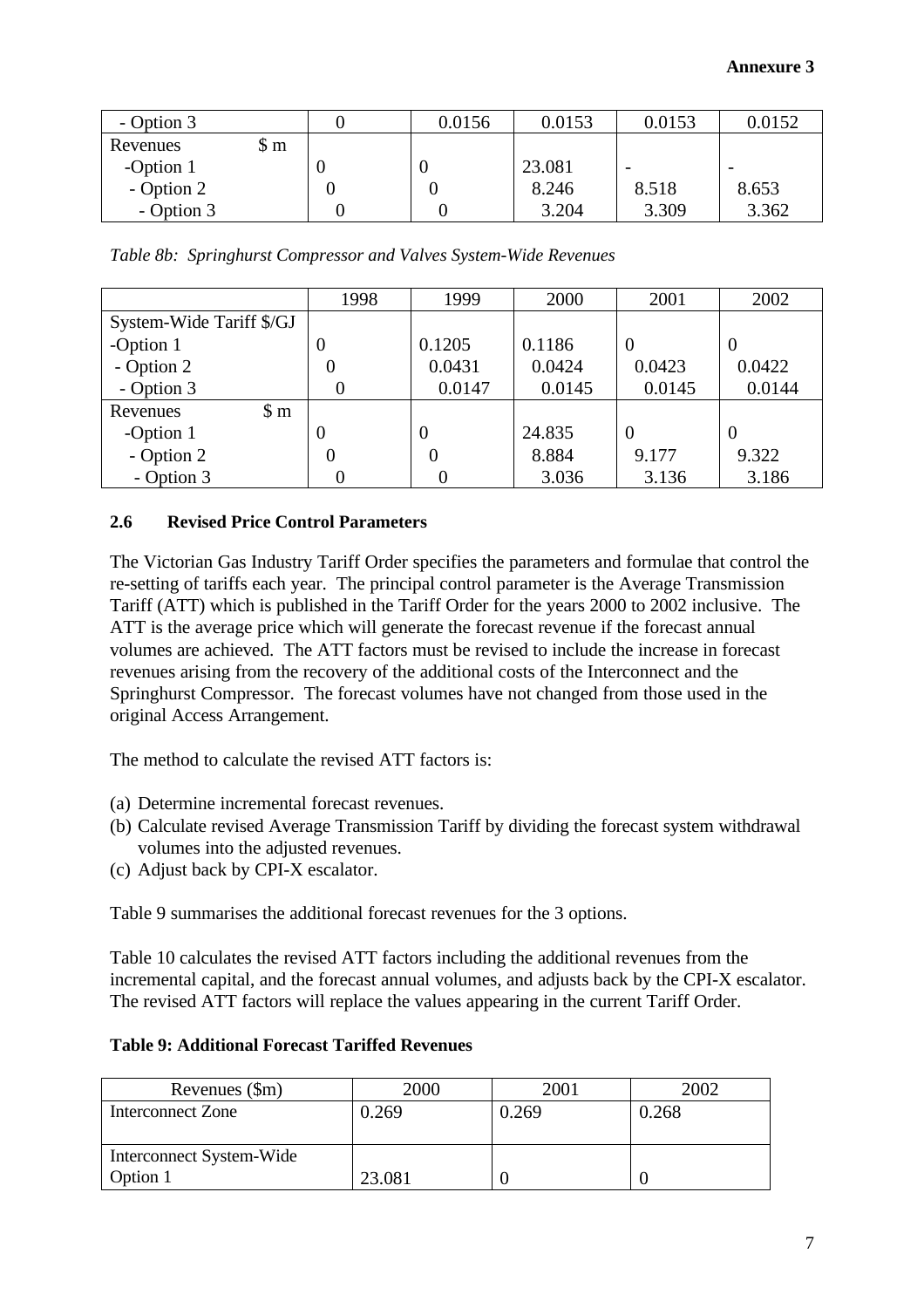**Annexure 3**

| - Option 3 | 0 | 0.0156 | 0.0153 | 0.0153 | 0.0152 |
|---|---|---|---|---|---|
| Revenues $ m | | | | | |
| -Option 1 | 0 | 0 | 23.081 | - | - |
| - Option 2 | 0 | 0 | 8.246 | 8.518 | 8.653 |
| - Option 3 | 0 | 0 | 3.204 | 3.309 | 3.362 |

*Table 8b: Springhurst Compressor and Valves System-Wide Revenues*

| | 1998 | 1999 | 2000 | 2001 | 2002 |
|---|---|---|---|---|---|
| System-Wide Tariff $/GJ | | | | | |
| -Option 1 | 0 | 0.1205 | 0.1186 | 0 | 0 |
| - Option 2 | 0 | 0.0431 | 0.0424 | 0.0423 | 0.0422 |
| - Option 3 | 0 | 0.0147 | 0.0145 | 0.0145 | 0.0144 |
| Revenues $ m | | | | | |
| -Option 1 | 0 | 0 | 24.835 | 0 | 0 |
| - Option 2 | 0 | 0 | 8.884 | 9.177 | 9.322 |
| - Option 3 | 0 | 0 | 3.036 | 3.136 | 3.186 |

### 2.6 Revised Price Control Parameters

The Victorian Gas Industry Tariff Order specifies the parameters and formulae that control the re-setting of tariffs each year. The principal control parameter is the Average Transmission Tariff (ATT) which is published in the Tariff Order for the years 2000 to 2002 inclusive. The ATT is the average price which will generate the forecast revenue if the forecast annual volumes are achieved. The ATT factors must be revised to include the increase in forecast revenues arising from the recovery of the additional costs of the Interconnect and the Springhurst Compressor. The forecast volumes have not changed from those used in the original Access Arrangement.

The method to calculate the revised ATT factors is:

(a) Determine incremental forecast revenues.
(b) Calculate revised Average Transmission Tariff by dividing the forecast system withdrawal volumes into the adjusted revenues.
(c) Adjust back by CPI-X escalator.

Table 9 summarises the additional forecast revenues for the 3 options.

Table 10 calculates the revised ATT factors including the additional revenues from the incremental capital, and the forecast annual volumes, and adjusts back by the CPI-X escalator. The revised ATT factors will replace the values appearing in the current Tariff Order.

**Table 9: Additional Forecast Tariffed Revenues**

| Revenues ($m) | 2000 | 2001 | 2002 |
|---|---|---|---|
| Interconnect Zone | 0.269 | 0.269 | 0.268 |
| Interconnect System-Wide Option 1 | 23.081 | 0 | 0 |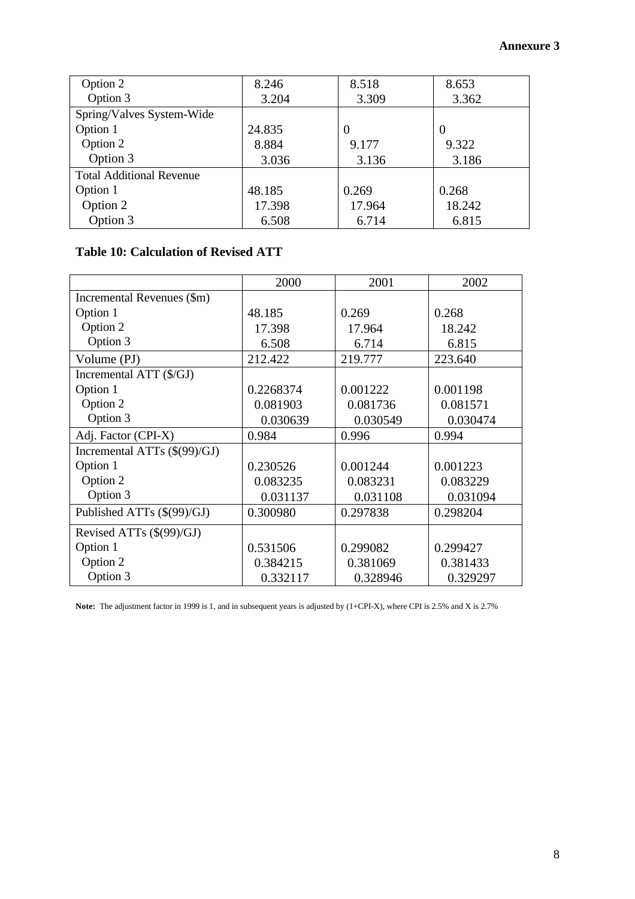**Annexure 3**

| | | | |
|---|---|---|---|
| Option 2 | 8.246 | 8.518 | 8.653 |
| Option 3 | 3.204 | 3.309 | 3.362 |
| Spring/Valves System-Wide | | | |
| Option 1 | 24.835 | 0 | 0 |
| Option 2 | 8.884 | 9.177 | 9.322 |
| Option 3 | 3.036 | 3.136 | 3.186 |
| Total Additional Revenue | | | |
| Option 1 | 48.185 | 0.269 | 0.268 |
| Option 2 | 17.398 | 17.964 | 18.242 |
| Option 3 | 6.508 | 6.714 | 6.815 |

**Table 10: Calculation of Revised ATT**

| | 2000 | 2001 | 2002 |
|---|---|---|---|
| Incremental Revenues ($m) | | | |
| Option 1 | 48.185 | 0.269 | 0.268 |
| Option 2 | 17.398 | 17.964 | 18.242 |
| Option 3 | 6.508 | 6.714 | 6.815 |
| Volume (PJ) | 212.422 | 219.777 | 223.640 |
| Incremental ATT ($/GJ) | | | |
| Option 1 | 0.2268374 | 0.001222 | 0.001198 |
| Option 2 | 0.081903 | 0.081736 | 0.081571 |
| Option 3 | 0.030639 | 0.030549 | 0.030474 |
| Adj. Factor (CPI-X) | 0.984 | 0.996 | 0.994 |
| Incremental ATTs ($(99)/GJ) | | | |
| Option 1 | 0.230526 | 0.001244 | 0.001223 |
| Option 2 | 0.083235 | 0.083231 | 0.083229 |
| Option 3 | 0.031137 | 0.031108 | 0.031094 |
| Published ATTs ($(99)/GJ) | 0.300980 | 0.297838 | 0.298204 |
| Revised ATTs ($(99)/GJ) | | | |
| Option 1 | 0.531506 | 0.299082 | 0.299427 |
| Option 2 | 0.384215 | 0.381069 | 0.381433 |
| Option 3 | 0.332117 | 0.328946 | 0.329297 |

**Note:** The adjustment factor in 1999 is 1, and in subsequent years is adjusted by (1+CPI-X), where CPI is 2.5% and X is 2.7%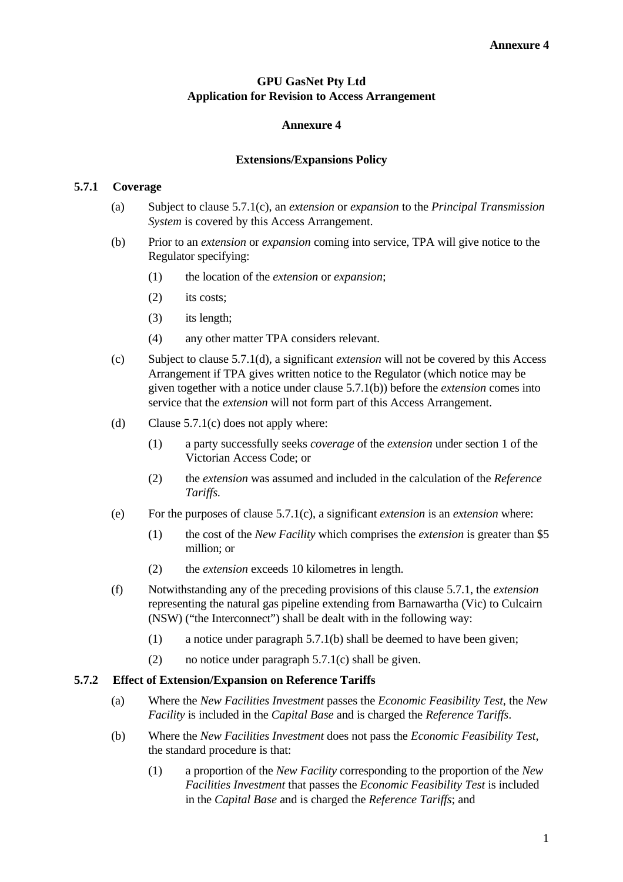**GPU GasNet Pty Ltd**
**Application for Revision to Access Arrangement**

**Annexure 4**

**Extensions/Expansions Policy**

### 5.7.1 Coverage

(a) Subject to clause 5.7.1(c), an *extension* or *expansion* to the *Principal Transmission System* is covered by this Access Arrangement.

(b) Prior to an *extension* or *expansion* coming into service, TPA will give notice to the Regulator specifying:

(1) the location of the *extension* or *expansion*;

(2) its costs;

(3) its length;

(4) any other matter TPA considers relevant.

(c) Subject to clause 5.7.1(d), a significant *extension* will not be covered by this Access Arrangement if TPA gives written notice to the Regulator (which notice may be given together with a notice under clause 5.7.1(b)) before the *extension* comes into service that the *extension* will not form part of this Access Arrangement.

(d) Clause 5.7.1(c) does not apply where:

(1) a party successfully seeks *coverage* of the *extension* under section 1 of the Victorian Access Code; or

(2) the *extension* was assumed and included in the calculation of the *Reference Tariffs.*

(e) For the purposes of clause 5.7.1(c), a significant *extension* is an *extension* where:

(1) the cost of the *New Facility* which comprises the *extension* is greater than $5 million; or

(2) the *extension* exceeds 10 kilometres in length.

(f) Notwithstanding any of the preceding provisions of this clause 5.7.1, the *extension* representing the natural gas pipeline extending from Barnawartha (Vic) to Culcairn (NSW) ("the Interconnect") shall be dealt with in the following way:

(1) a notice under paragraph 5.7.1(b) shall be deemed to have been given;

(2) no notice under paragraph 5.7.1(c) shall be given.

### 5.7.2 Effect of Extension/Expansion on Reference Tariffs

(a) Where the *New Facilities Investment* passes the *Economic Feasibility Test*, the *New Facility* is included in the *Capital Base* and is charged the *Reference Tariffs*.

(b) Where the *New Facilities Investment* does not pass the *Economic Feasibility Test*, the standard procedure is that:

(1) a proportion of the *New Facility* corresponding to the proportion of the *New Facilities Investment* that passes the *Economic Feasibility Test* is included in the *Capital Base* and is charged the *Reference Tariffs*; and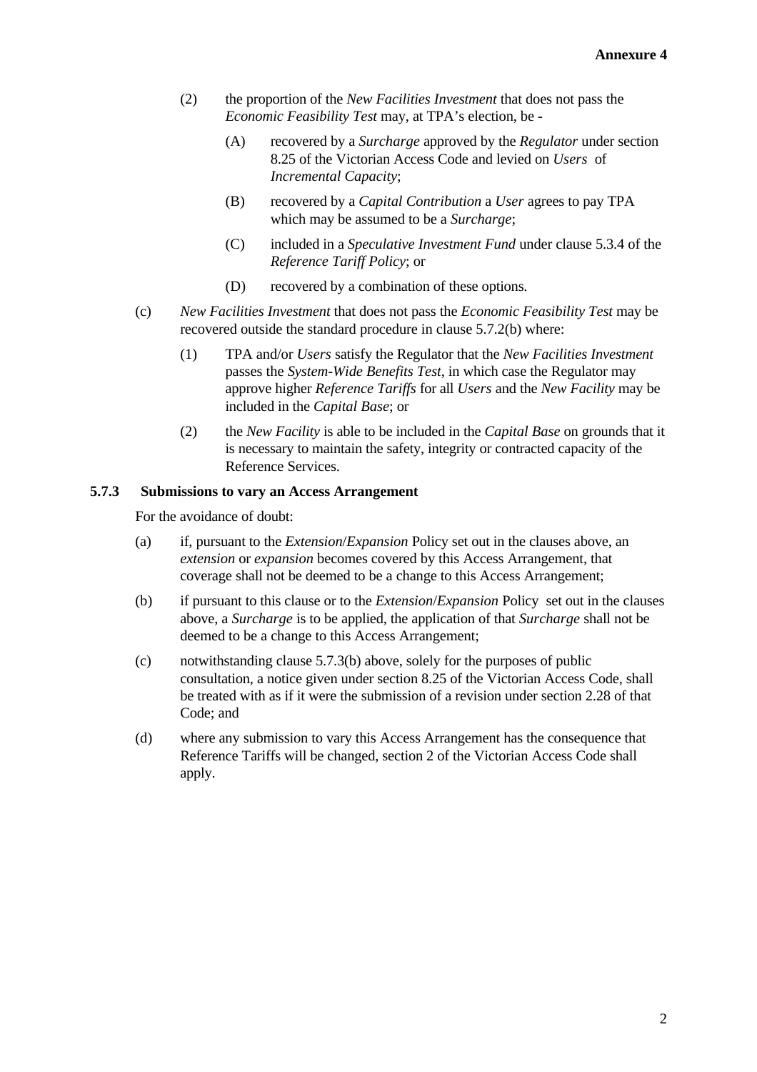(2) the proportion of the *New Facilities Investment* that does not pass the *Economic Feasibility Test* may, at TPA's election, be -

(A) recovered by a *Surcharge* approved by the *Regulator* under section 8.25 of the Victorian Access Code and levied on *Users* of *Incremental Capacity*;

(B) recovered by a *Capital Contribution* a *User* agrees to pay TPA which may be assumed to be a *Surcharge*;

(C) included in a *Speculative Investment Fund* under clause 5.3.4 of the *Reference Tariff Policy*; or

(D) recovered by a combination of these options.

(c) *New Facilities Investment* that does not pass the *Economic Feasibility Test* may be recovered outside the standard procedure in clause 5.7.2(b) where:

(1) TPA and/or *Users* satisfy the Regulator that the *New Facilities Investment* passes the *System-Wide Benefits Test*, in which case the Regulator may approve higher *Reference Tariffs* for all *Users* and the *New Facility* may be included in the *Capital Base*; or

(2) the *New Facility* is able to be included in the *Capital Base* on grounds that it is necessary to maintain the safety, integrity or contracted capacity of the Reference Services.

### 5.7.3 Submissions to vary an Access Arrangement

For the avoidance of doubt:

(a) if, pursuant to the *Extension*/*Expansion* Policy set out in the clauses above, an *extension* or *expansion* becomes covered by this Access Arrangement, that coverage shall not be deemed to be a change to this Access Arrangement;

(b) if pursuant to this clause or to the *Extension*/*Expansion* Policy set out in the clauses above, a *Surcharge* is to be applied, the application of that *Surcharge* shall not be deemed to be a change to this Access Arrangement;

(c) notwithstanding clause 5.7.3(b) above, solely for the purposes of public consultation, a notice given under section 8.25 of the Victorian Access Code, shall be treated with as if it were the submission of a revision under section 2.28 of that Code; and

(d) where any submission to vary this Access Arrangement has the consequence that Reference Tariffs will be changed, section 2 of the Victorian Access Code shall apply.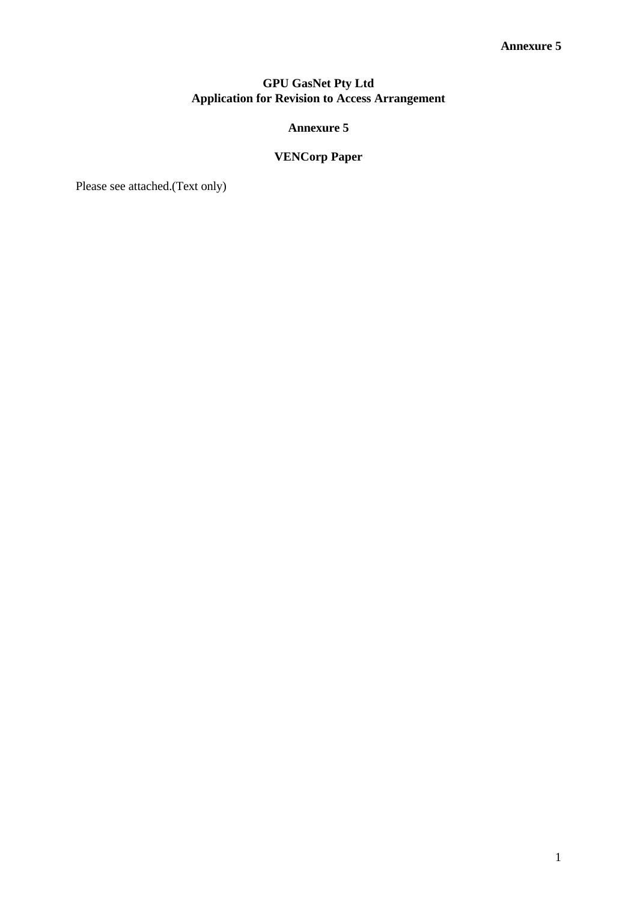**Annexure 5**

# GPU GasNet Pty Ltd
## Application for Revision to Access Arrangement

### Annexure 5

### VENCorp Paper

Please see attached.(Text only)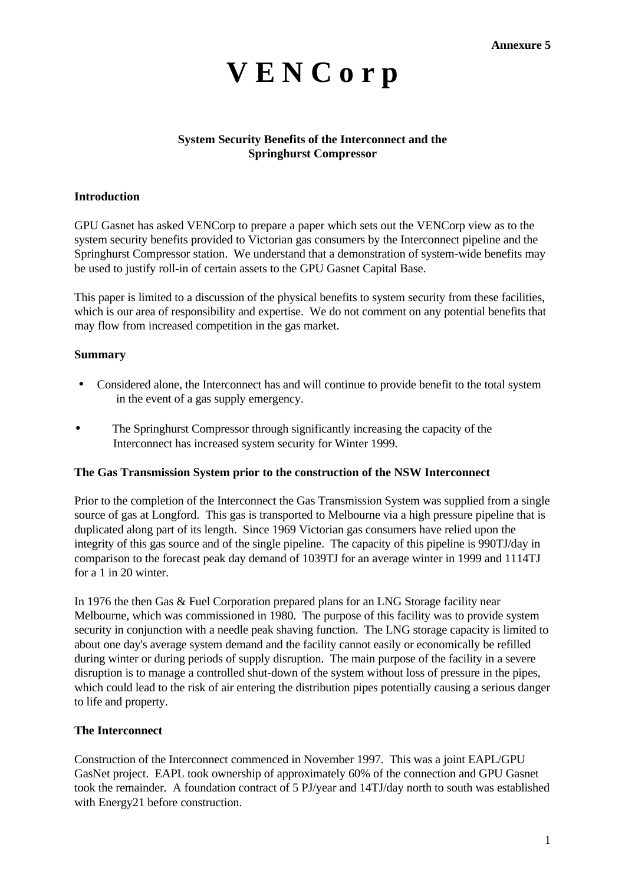**Annexure 5**

# V E N C o r p

### System Security Benefits of the Interconnect and the Springhurst Compressor

**Introduction**

GPU Gasnet has asked VENCorp to prepare a paper which sets out the VENCorp view as to the system security benefits provided to Victorian gas consumers by the Interconnect pipeline and the Springhurst Compressor station. We understand that a demonstration of system-wide benefits may be used to justify roll-in of certain assets to the GPU Gasnet Capital Base.

This paper is limited to a discussion of the physical benefits to system security from these facilities, which is our area of responsibility and expertise. We do not comment on any potential benefits that may flow from increased competition in the gas market.

**Summary**

- Considered alone, the Interconnect has and will continue to provide benefit to the total system in the event of a gas supply emergency.
- The Springhurst Compressor through significantly increasing the capacity of the Interconnect has increased system security for Winter 1999.

**The Gas Transmission System prior to the construction of the NSW Interconnect**

Prior to the completion of the Interconnect the Gas Transmission System was supplied from a single source of gas at Longford. This gas is transported to Melbourne via a high pressure pipeline that is duplicated along part of its length. Since 1969 Victorian gas consumers have relied upon the integrity of this gas source and of the single pipeline. The capacity of this pipeline is 990TJ/day in comparison to the forecast peak day demand of 1039TJ for an average winter in 1999 and 1114TJ for a 1 in 20 winter.

In 1976 the then Gas & Fuel Corporation prepared plans for an LNG Storage facility near Melbourne, which was commissioned in 1980. The purpose of this facility was to provide system security in conjunction with a needle peak shaving function. The LNG storage capacity is limited to about one day's average system demand and the facility cannot easily or economically be refilled during winter or during periods of supply disruption. The main purpose of the facility in a severe disruption is to manage a controlled shut-down of the system without loss of pressure in the pipes, which could lead to the risk of air entering the distribution pipes potentially causing a serious danger to life and property.

**The Interconnect**

Construction of the Interconnect commenced in November 1997. This was a joint EAPL/GPU GasNet project. EAPL took ownership of approximately 60% of the connection and GPU Gasnet took the remainder. A foundation contract of 5 PJ/year and 14TJ/day north to south was established with Energy21 before construction.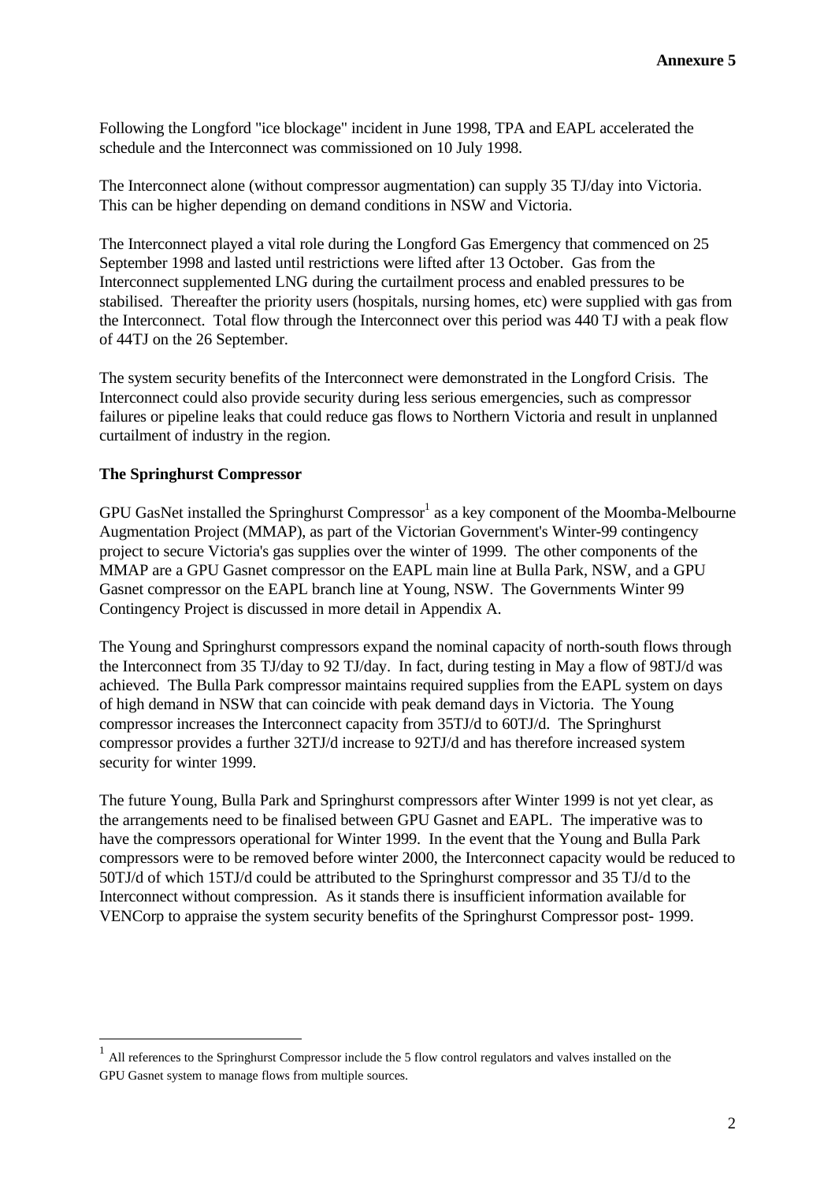**Annexure 5**

Following the Longford "ice blockage" incident in June 1998, TPA and EAPL accelerated the schedule and the Interconnect was commissioned on 10 July 1998.

The Interconnect alone (without compressor augmentation) can supply 35 TJ/day into Victoria. This can be higher depending on demand conditions in NSW and Victoria.

The Interconnect played a vital role during the Longford Gas Emergency that commenced on 25 September 1998 and lasted until restrictions were lifted after 13 October. Gas from the Interconnect supplemented LNG during the curtailment process and enabled pressures to be stabilised. Thereafter the priority users (hospitals, nursing homes, etc) were supplied with gas from the Interconnect. Total flow through the Interconnect over this period was 440 TJ with a peak flow of 44TJ on the 26 September.

The system security benefits of the Interconnect were demonstrated in the Longford Crisis. The Interconnect could also provide security during less serious emergencies, such as compressor failures or pipeline leaks that could reduce gas flows to Northern Victoria and result in unplanned curtailment of industry in the region.

**The Springhurst Compressor**

GPU GasNet installed the Springhurst Compressor[1] as a key component of the Moomba-Melbourne Augmentation Project (MMAP), as part of the Victorian Government's Winter-99 contingency project to secure Victoria's gas supplies over the winter of 1999. The other components of the MMAP are a GPU Gasnet compressor on the EAPL main line at Bulla Park, NSW, and a GPU Gasnet compressor on the EAPL branch line at Young, NSW. The Governments Winter 99 Contingency Project is discussed in more detail in Appendix A.

The Young and Springhurst compressors expand the nominal capacity of north-south flows through the Interconnect from 35 TJ/day to 92 TJ/day. In fact, during testing in May a flow of 98TJ/d was achieved. The Bulla Park compressor maintains required supplies from the EAPL system on days of high demand in NSW that can coincide with peak demand days in Victoria. The Young compressor increases the Interconnect capacity from 35TJ/d to 60TJ/d. The Springhurst compressor provides a further 32TJ/d increase to 92TJ/d and has therefore increased system security for winter 1999.

The future Young, Bulla Park and Springhurst compressors after Winter 1999 is not yet clear, as the arrangements need to be finalised between GPU Gasnet and EAPL. The imperative was to have the compressors operational for Winter 1999. In the event that the Young and Bulla Park compressors were to be removed before winter 2000, the Interconnect capacity would be reduced to 50TJ/d of which 15TJ/d could be attributed to the Springhurst compressor and 35 TJ/d to the Interconnect without compression. As it stands there is insufficient information available for VENCorp to appraise the system security benefits of the Springhurst Compressor post- 1999.

---

[1] All references to the Springhurst Compressor include the 5 flow control regulators and valves installed on the GPU Gasnet system to manage flows from multiple sources.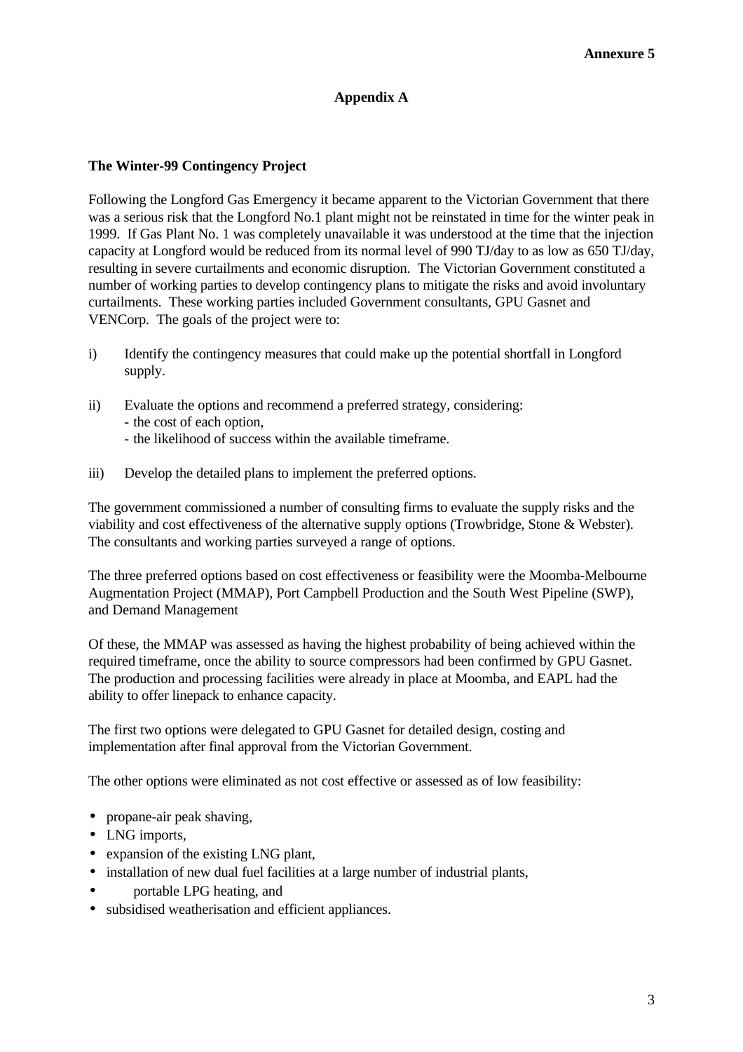**Annexure 5**

## Appendix A

### The Winter-99 Contingency Project

Following the Longford Gas Emergency it became apparent to the Victorian Government that there was a serious risk that the Longford No.1 plant might not be reinstated in time for the winter peak in 1999. If Gas Plant No. 1 was completely unavailable it was understood at the time that the injection capacity at Longford would be reduced from its normal level of 990 TJ/day to as low as 650 TJ/day, resulting in severe curtailments and economic disruption. The Victorian Government constituted a number of working parties to develop contingency plans to mitigate the risks and avoid involuntary curtailments. These working parties included Government consultants, GPU Gasnet and VENCorp. The goals of the project were to:

i) Identify the contingency measures that could make up the potential shortfall in Longford supply.

ii) Evaluate the options and recommend a preferred strategy, considering:
   - the cost of each option,
   - the likelihood of success within the available timeframe.

iii) Develop the detailed plans to implement the preferred options.

The government commissioned a number of consulting firms to evaluate the supply risks and the viability and cost effectiveness of the alternative supply options (Trowbridge, Stone & Webster). The consultants and working parties surveyed a range of options.

The three preferred options based on cost effectiveness or feasibility were the Moomba-Melbourne Augmentation Project (MMAP), Port Campbell Production and the South West Pipeline (SWP), and Demand Management

Of these, the MMAP was assessed as having the highest probability of being achieved within the required timeframe, once the ability to source compressors had been confirmed by GPU Gasnet. The production and processing facilities were already in place at Moomba, and EAPL had the ability to offer linepack to enhance capacity.

The first two options were delegated to GPU Gasnet for detailed design, costing and implementation after final approval from the Victorian Government.

The other options were eliminated as not cost effective or assessed as of low feasibility:

- propane-air peak shaving,
- LNG imports,
- expansion of the existing LNG plant,
- installation of new dual fuel facilities at a large number of industrial plants,
- portable LPG heating, and
- subsidised weatherisation and efficient appliances.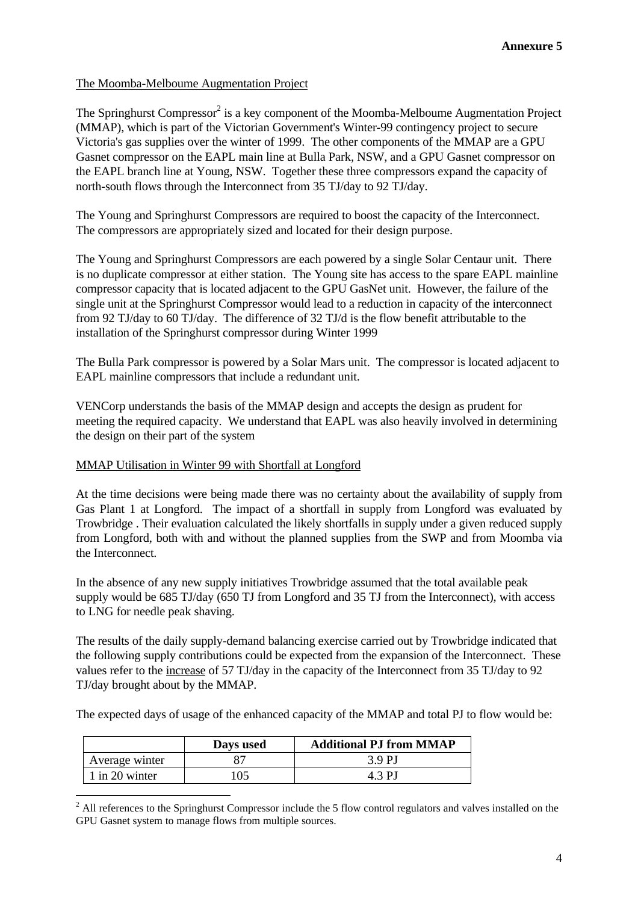**Annexure 5**

The Moomba-Melboume Augmentation Project

The Springhurst Compressor[2] is a key component of the Moomba-Melboume Augmentation Project (MMAP), which is part of the Victorian Government's Winter-99 contingency project to secure Victoria's gas supplies over the winter of 1999. The other components of the MMAP are a GPU Gasnet compressor on the EAPL main line at Bulla Park, NSW, and a GPU Gasnet compressor on the EAPL branch line at Young, NSW. Together these three compressors expand the capacity of north-south flows through the Interconnect from 35 TJ/day to 92 TJ/day.

The Young and Springhurst Compressors are required to boost the capacity of the Interconnect. The compressors are appropriately sized and located for their design purpose.

The Young and Springhurst Compressors are each powered by a single Solar Centaur unit. There is no duplicate compressor at either station. The Young site has access to the spare EAPL mainline compressor capacity that is located adjacent to the GPU GasNet unit. However, the failure of the single unit at the Springhurst Compressor would lead to a reduction in capacity of the interconnect from 92 TJ/day to 60 TJ/day. The difference of 32 TJ/d is the flow benefit attributable to the installation of the Springhurst compressor during Winter 1999

The Bulla Park compressor is powered by a Solar Mars unit. The compressor is located adjacent to EAPL mainline compressors that include a redundant unit.

VENCorp understands the basis of the MMAP design and accepts the design as prudent for meeting the required capacity. We understand that EAPL was also heavily involved in determining the design on their part of the system

MMAP Utilisation in Winter 99 with Shortfall at Longford

At the time decisions were being made there was no certainty about the availability of supply from Gas Plant 1 at Longford. The impact of a shortfall in supply from Longford was evaluated by Trowbridge . Their evaluation calculated the likely shortfalls in supply under a given reduced supply from Longford, both with and without the planned supplies from the SWP and from Moomba via the Interconnect.

In the absence of any new supply initiatives Trowbridge assumed that the total available peak supply would be 685 TJ/day (650 TJ from Longford and 35 TJ from the Interconnect), with access to LNG for needle peak shaving.

The results of the daily supply-demand balancing exercise carried out by Trowbridge indicated that the following supply contributions could be expected from the expansion of the Interconnect. These values refer to the increase of 57 TJ/day in the capacity of the Interconnect from 35 TJ/day to 92 TJ/day brought about by the MMAP.

The expected days of usage of the enhanced capacity of the MMAP and total PJ to flow would be:

| | Days used | Additional PJ from MMAP |
|---|---|---|
| Average winter | 87 | 3.9 PJ |
| 1 in 20 winter | 105 | 4.3 PJ |

[2] All references to the Springhurst Compressor include the 5 flow control regulators and valves installed on the GPU Gasnet system to manage flows from multiple sources.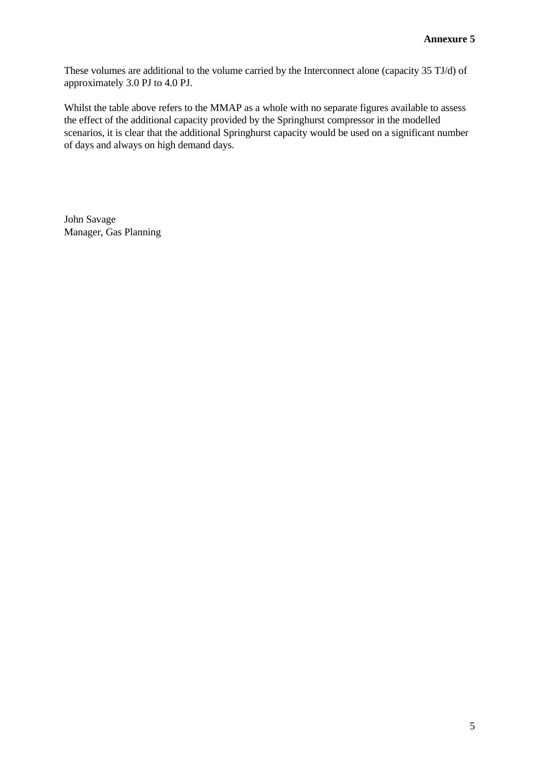These volumes are additional to the volume carried by the Interconnect alone (capacity 35 TJ/d) of approximately 3.0 PJ to 4.0 PJ.

Whilst the table above refers to the MMAP as a whole with no separate figures available to assess the effect of the additional capacity provided by the Springhurst compressor in the modelled scenarios, it is clear that the additional Springhurst capacity would be used on a significant number of days and always on high demand days.

John Savage
Manager, Gas Planning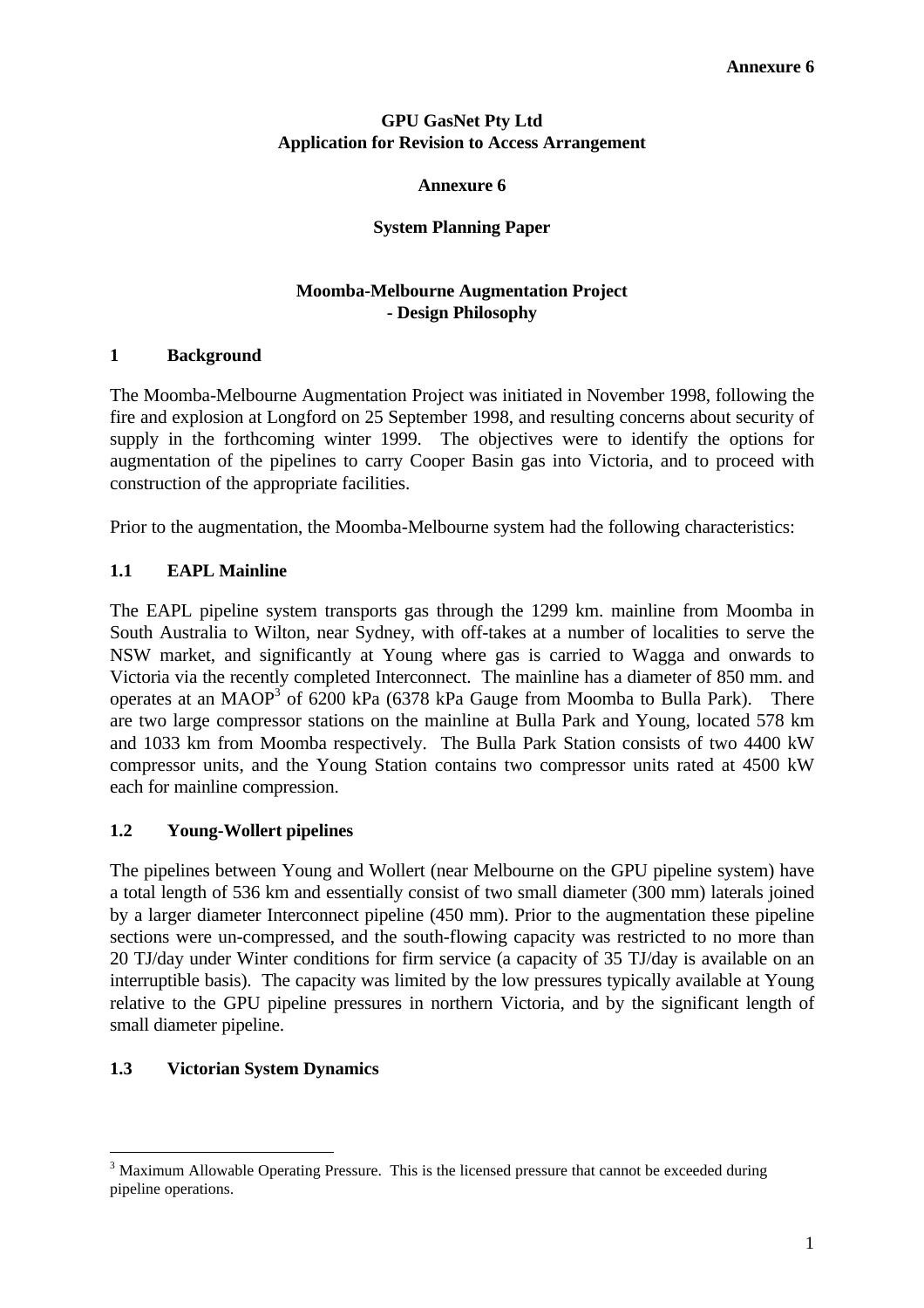**Annexure 6**

**GPU GasNet Pty Ltd**
**Application for Revision to Access Arrangement**

**Annexure 6**

**System Planning Paper**

**Moomba-Melbourne Augmentation Project**
**- Design Philosophy**

## 1 Background

The Moomba-Melbourne Augmentation Project was initiated in November 1998, following the fire and explosion at Longford on 25 September 1998, and resulting concerns about security of supply in the forthcoming winter 1999. The objectives were to identify the options for augmentation of the pipelines to carry Cooper Basin gas into Victoria, and to proceed with construction of the appropriate facilities.

Prior to the augmentation, the Moomba-Melbourne system had the following characteristics:

### 1.1 EAPL Mainline

The EAPL pipeline system transports gas through the 1299 km. mainline from Moomba in South Australia to Wilton, near Sydney, with off-takes at a number of localities to serve the NSW market, and significantly at Young where gas is carried to Wagga and onwards to Victoria via the recently completed Interconnect. The mainline has a diameter of 850 mm. and operates at an MAOP[3] of 6200 kPa (6378 kPa Gauge from Moomba to Bulla Park). There are two large compressor stations on the mainline at Bulla Park and Young, located 578 km and 1033 km from Moomba respectively. The Bulla Park Station consists of two 4400 kW compressor units, and the Young Station contains two compressor units rated at 4500 kW each for mainline compression.

### 1.2 Young-Wollert pipelines

The pipelines between Young and Wollert (near Melbourne on the GPU pipeline system) have a total length of 536 km and essentially consist of two small diameter (300 mm) laterals joined by a larger diameter Interconnect pipeline (450 mm). Prior to the augmentation these pipeline sections were un-compressed, and the south-flowing capacity was restricted to no more than 20 TJ/day under Winter conditions for firm service (a capacity of 35 TJ/day is available on an interruptible basis). The capacity was limited by the low pressures typically available at Young relative to the GPU pipeline pressures in northern Victoria, and by the significant length of small diameter pipeline.

### 1.3 Victorian System Dynamics

[3] Maximum Allowable Operating Pressure. This is the licensed pressure that cannot be exceeded during pipeline operations.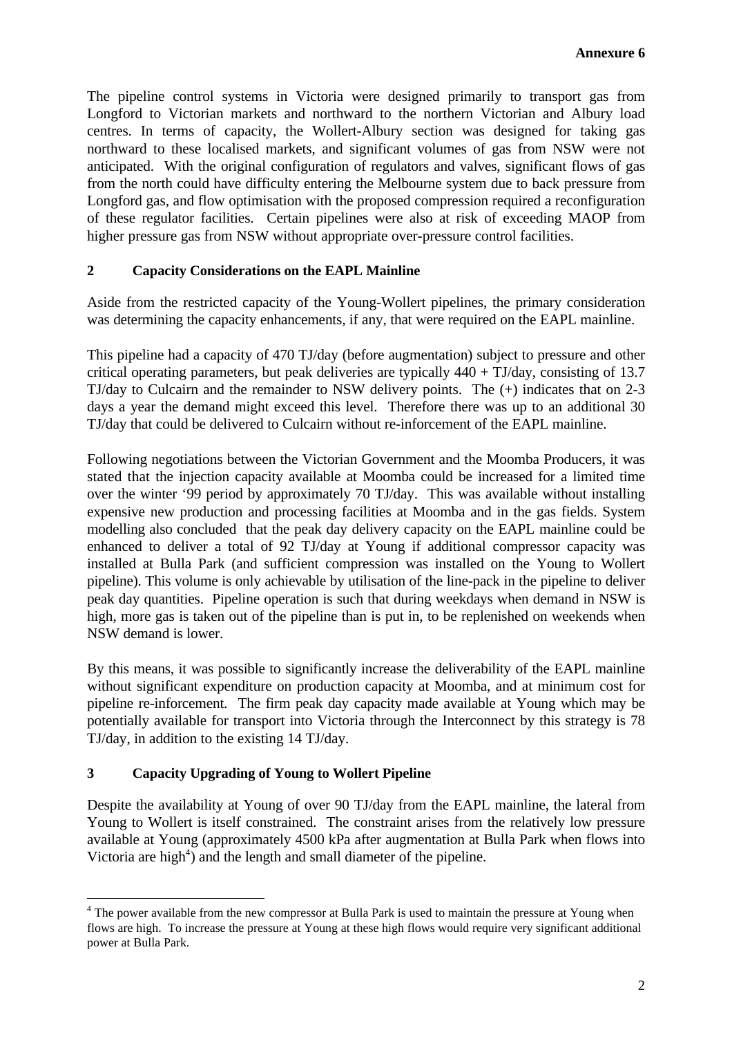The pipeline control systems in Victoria were designed primarily to transport gas from Longford to Victorian markets and northward to the northern Victorian and Albury load centres. In terms of capacity, the Wollert-Albury section was designed for taking gas northward to these localised markets, and significant volumes of gas from NSW were not anticipated. With the original configuration of regulators and valves, significant flows of gas from the north could have difficulty entering the Melbourne system due to back pressure from Longford gas, and flow optimisation with the proposed compression required a reconfiguration of these regulator facilities. Certain pipelines were also at risk of exceeding MAOP from higher pressure gas from NSW without appropriate over-pressure control facilities.

## 2 Capacity Considerations on the EAPL Mainline

Aside from the restricted capacity of the Young-Wollert pipelines, the primary consideration was determining the capacity enhancements, if any, that were required on the EAPL mainline.

This pipeline had a capacity of 470 TJ/day (before augmentation) subject to pressure and other critical operating parameters, but peak deliveries are typically 440 + TJ/day, consisting of 13.7 TJ/day to Culcairn and the remainder to NSW delivery points. The (+) indicates that on 2-3 days a year the demand might exceed this level. Therefore there was up to an additional 30 TJ/day that could be delivered to Culcairn without re-inforcement of the EAPL mainline.

Following negotiations between the Victorian Government and the Moomba Producers, it was stated that the injection capacity available at Moomba could be increased for a limited time over the winter '99 period by approximately 70 TJ/day. This was available without installing expensive new production and processing facilities at Moomba and in the gas fields. System modelling also concluded that the peak day delivery capacity on the EAPL mainline could be enhanced to deliver a total of 92 TJ/day at Young if additional compressor capacity was installed at Bulla Park (and sufficient compression was installed on the Young to Wollert pipeline). This volume is only achievable by utilisation of the line-pack in the pipeline to deliver peak day quantities. Pipeline operation is such that during weekdays when demand in NSW is high, more gas is taken out of the pipeline than is put in, to be replenished on weekends when NSW demand is lower.

By this means, it was possible to significantly increase the deliverability of the EAPL mainline without significant expenditure on production capacity at Moomba, and at minimum cost for pipeline re-inforcement. The firm peak day capacity made available at Young which may be potentially available for transport into Victoria through the Interconnect by this strategy is 78 TJ/day, in addition to the existing 14 TJ/day.

## 3 Capacity Upgrading of Young to Wollert Pipeline

Despite the availability at Young of over 90 TJ/day from the EAPL mainline, the lateral from Young to Wollert is itself constrained. The constraint arises from the relatively low pressure available at Young (approximately 4500 kPa after augmentation at Bulla Park when flows into Victoria are high[4]) and the length and small diameter of the pipeline.

---

[4] The power available from the new compressor at Bulla Park is used to maintain the pressure at Young when flows are high. To increase the pressure at Young at these high flows would require very significant additional power at Bulla Park.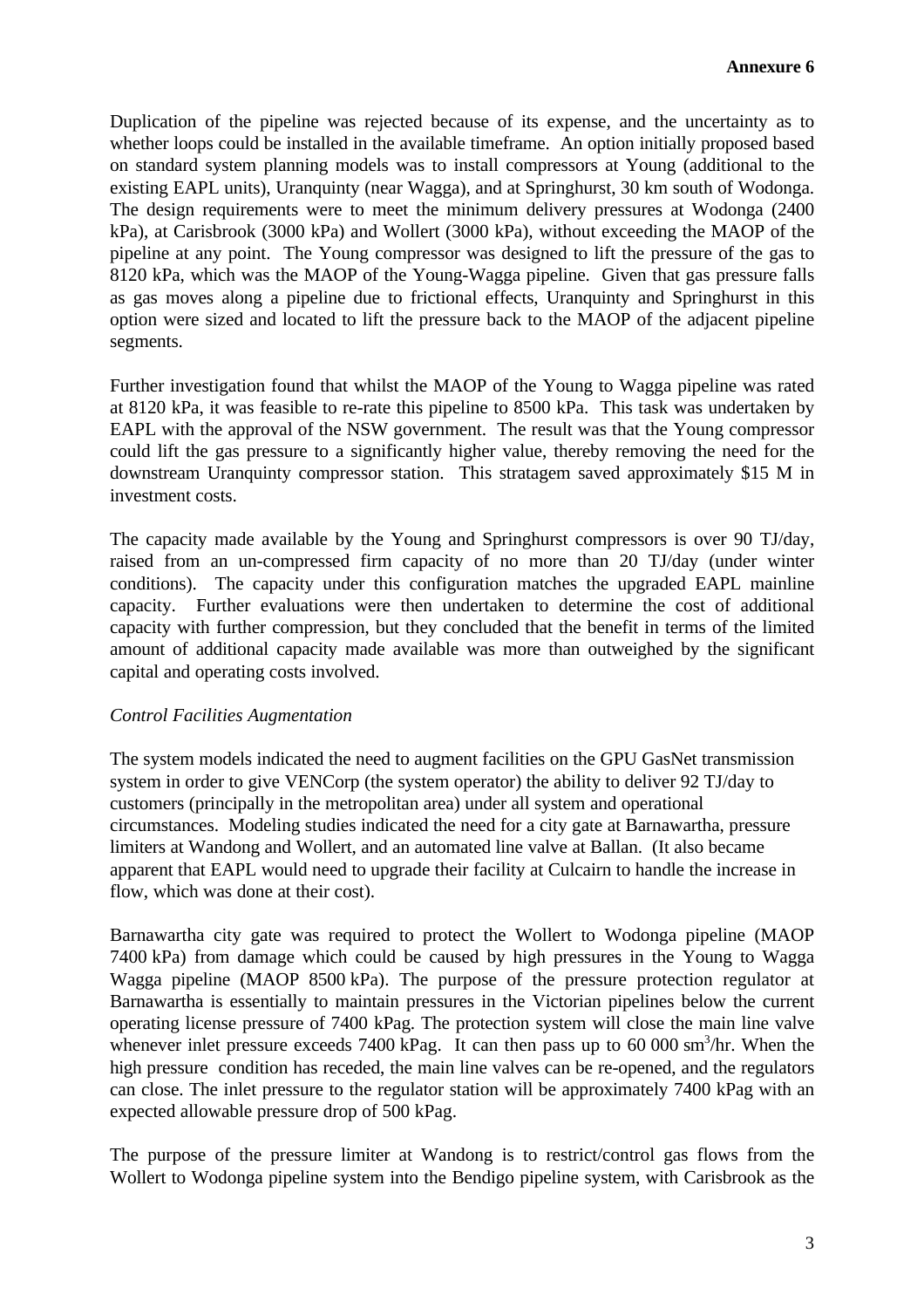Duplication of the pipeline was rejected because of its expense, and the uncertainty as to whether loops could be installed in the available timeframe. An option initially proposed based on standard system planning models was to install compressors at Young (additional to the existing EAPL units), Uranquinty (near Wagga), and at Springhurst, 30 km south of Wodonga. The design requirements were to meet the minimum delivery pressures at Wodonga (2400 kPa), at Carisbrook (3000 kPa) and Wollert (3000 kPa), without exceeding the MAOP of the pipeline at any point. The Young compressor was designed to lift the pressure of the gas to 8120 kPa, which was the MAOP of the Young-Wagga pipeline. Given that gas pressure falls as gas moves along a pipeline due to frictional effects, Uranquinty and Springhurst in this option were sized and located to lift the pressure back to the MAOP of the adjacent pipeline segments.

Further investigation found that whilst the MAOP of the Young to Wagga pipeline was rated at 8120 kPa, it was feasible to re-rate this pipeline to 8500 kPa. This task was undertaken by EAPL with the approval of the NSW government. The result was that the Young compressor could lift the gas pressure to a significantly higher value, thereby removing the need for the downstream Uranquinty compressor station. This stratagem saved approximately $15 M in investment costs.

The capacity made available by the Young and Springhurst compressors is over 90 TJ/day, raised from an un-compressed firm capacity of no more than 20 TJ/day (under winter conditions). The capacity under this configuration matches the upgraded EAPL mainline capacity. Further evaluations were then undertaken to determine the cost of additional capacity with further compression, but they concluded that the benefit in terms of the limited amount of additional capacity made available was more than outweighed by the significant capital and operating costs involved.

*Control Facilities Augmentation*

The system models indicated the need to augment facilities on the GPU GasNet transmission system in order to give VENCorp (the system operator) the ability to deliver 92 TJ/day to customers (principally in the metropolitan area) under all system and operational circumstances. Modeling studies indicated the need for a city gate at Barnawartha, pressure limiters at Wandong and Wollert, and an automated line valve at Ballan. (It also became apparent that EAPL would need to upgrade their facility at Culcairn to handle the increase in flow, which was done at their cost).

Barnawartha city gate was required to protect the Wollert to Wodonga pipeline (MAOP 7400 kPa) from damage which could be caused by high pressures in the Young to Wagga Wagga pipeline (MAOP 8500 kPa). The purpose of the pressure protection regulator at Barnawartha is essentially to maintain pressures in the Victorian pipelines below the current operating license pressure of 7400 kPag. The protection system will close the main line valve whenever inlet pressure exceeds 7400 kPag. It can then pass up to 60 000 $sm^3$/hr. When the high pressure condition has receded, the main line valves can be re-opened, and the regulators can close. The inlet pressure to the regulator station will be approximately 7400 kPag with an expected allowable pressure drop of 500 kPag.

The purpose of the pressure limiter at Wandong is to restrict/control gas flows from the Wollert to Wodonga pipeline system into the Bendigo pipeline system, with Carisbrook as the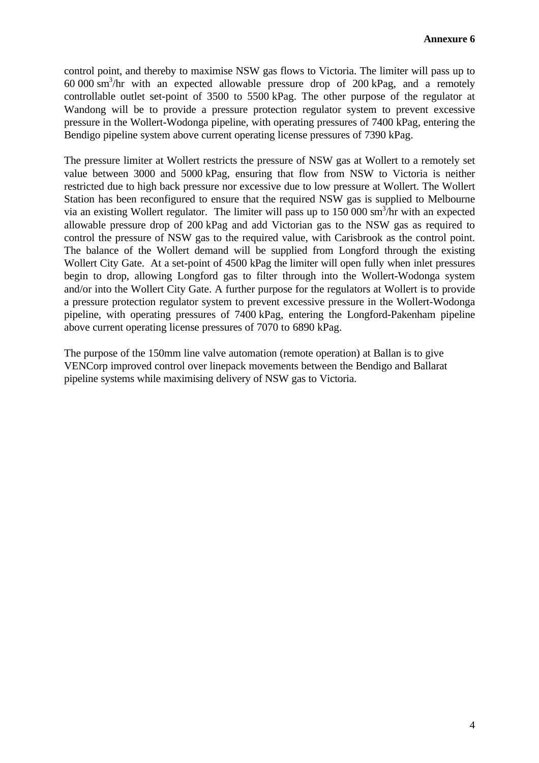control point, and thereby to maximise NSW gas flows to Victoria. The limiter will pass up to 60 000 $sm^3$/hr with an expected allowable pressure drop of 200 kPag, and a remotely controllable outlet set-point of 3500 to 5500 kPag. The other purpose of the regulator at Wandong will be to provide a pressure protection regulator system to prevent excessive pressure in the Wollert-Wodonga pipeline, with operating pressures of 7400 kPag, entering the Bendigo pipeline system above current operating license pressures of 7390 kPag.

The pressure limiter at Wollert restricts the pressure of NSW gas at Wollert to a remotely set value between 3000 and 5000 kPag, ensuring that flow from NSW to Victoria is neither restricted due to high back pressure nor excessive due to low pressure at Wollert. The Wollert Station has been reconfigured to ensure that the required NSW gas is supplied to Melbourne via an existing Wollert regulator. The limiter will pass up to 150 000 $sm^3$/hr with an expected allowable pressure drop of 200 kPag and add Victorian gas to the NSW gas as required to control the pressure of NSW gas to the required value, with Carisbrook as the control point. The balance of the Wollert demand will be supplied from Longford through the existing Wollert City Gate. At a set-point of 4500 kPag the limiter will open fully when inlet pressures begin to drop, allowing Longford gas to filter through into the Wollert-Wodonga system and/or into the Wollert City Gate. A further purpose for the regulators at Wollert is to provide a pressure protection regulator system to prevent excessive pressure in the Wollert-Wodonga pipeline, with operating pressures of 7400 kPag, entering the Longford-Pakenham pipeline above current operating license pressures of 7070 to 6890 kPag.

The purpose of the 150mm line valve automation (remote operation) at Ballan is to give VENCorp improved control over linepack movements between the Bendigo and Ballarat pipeline systems while maximising delivery of NSW gas to Victoria.